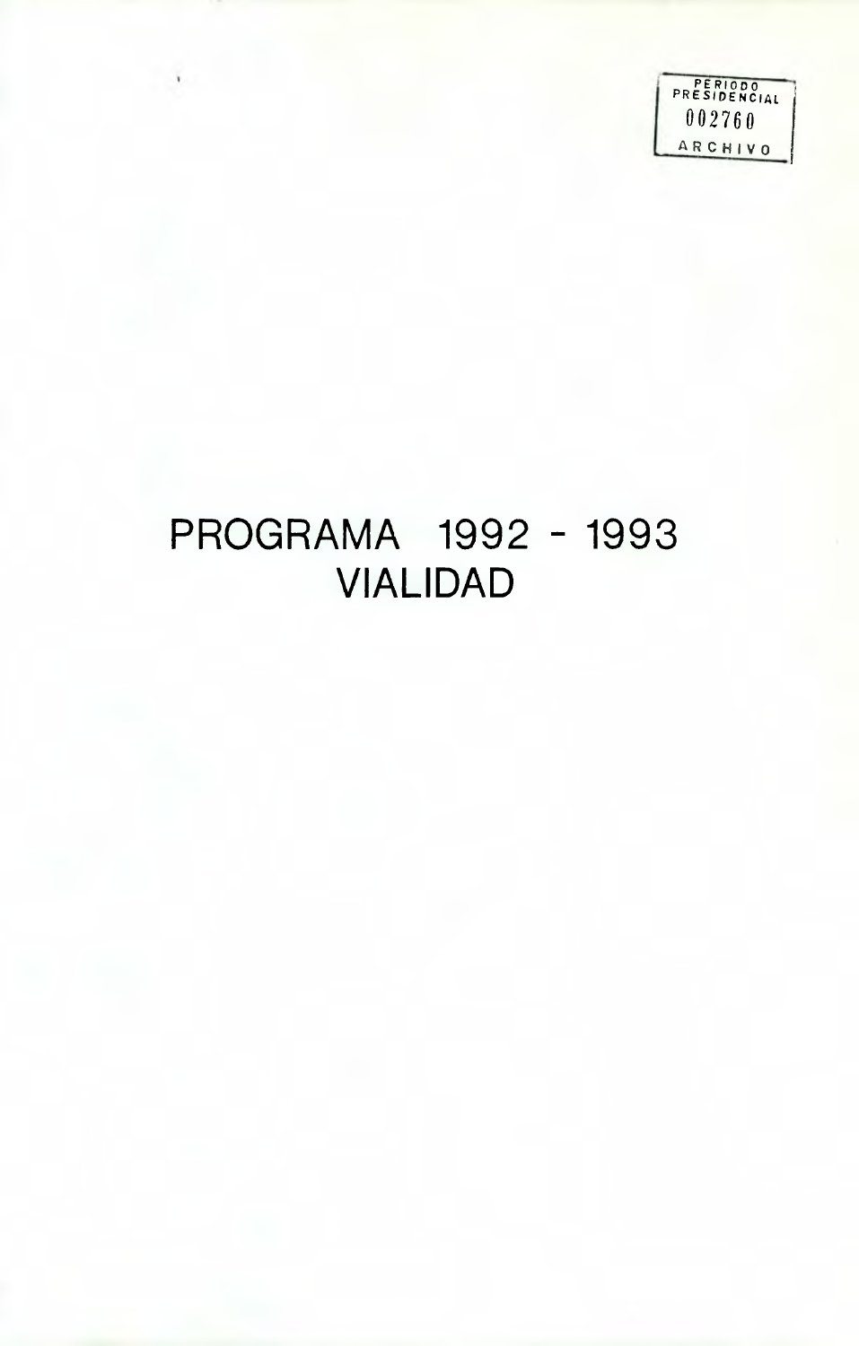PERIODO PRESIDENCIAL
002760
ARCHIVO

# PROGRAMA 1992 - 1993
# VIALIDAD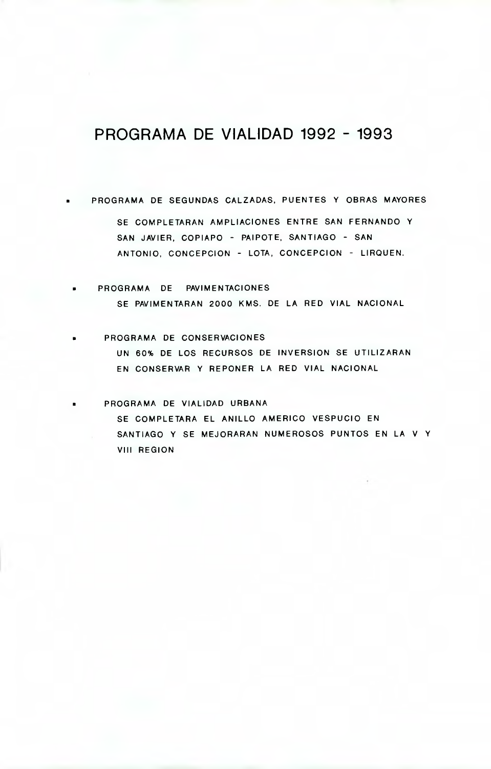# PROGRAMA DE VIALIDAD 1992 - 1993

- PROGRAMA DE SEGUNDAS CALZADAS, PUENTES Y OBRAS MAYORES

  SE COMPLETARAN AMPLIACIONES ENTRE SAN FERNANDO Y SAN JAVIER, COPIAPO - PAIPOTE, SANTIAGO - SAN ANTONIO, CONCEPCION - LOTA, CONCEPCION - LIRQUEN.

- PROGRAMA DE PAVIMENTACIONES

  SE PAVIMENTARAN 2000 KMS. DE LA RED VIAL NACIONAL

- PROGRAMA DE CONSERVACIONES

  UN 60% DE LOS RECURSOS DE INVERSION SE UTILIZARAN EN CONSERVAR Y REPONER LA RED VIAL NACIONAL

- PROGRAMA DE VIALIDAD URBANA

  SE COMPLETARA EL ANILLO AMERICO VESPUCIO EN SANTIAGO Y SE MEJORARAN NUMEROSOS PUNTOS EN LA V Y VIII REGION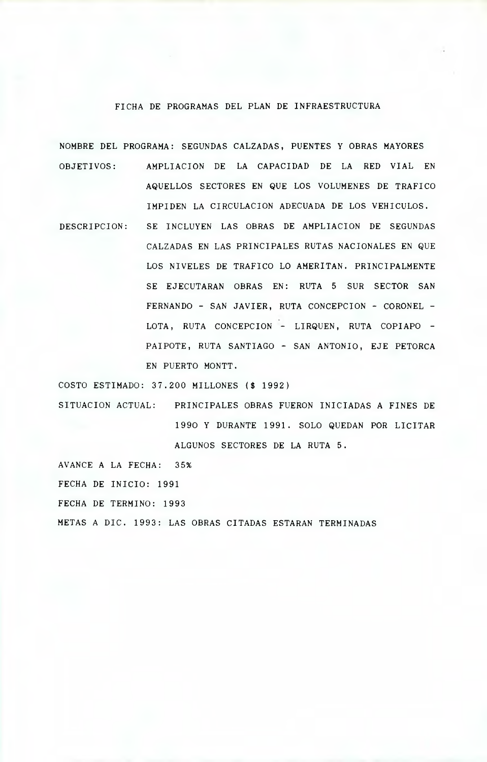# FICHA DE PROGRAMAS DEL PLAN DE INFRAESTRUCTURA

**NOMBRE DEL PROGRAMA:** SEGUNDAS CALZADAS, PUENTES Y OBRAS MAYORES

**OBJETIVOS:** AMPLIACION DE LA CAPACIDAD DE LA RED VIAL EN AQUELLOS SECTORES EN QUE LOS VOLUMENES DE TRAFICO IMPIDEN LA CIRCULACION ADECUADA DE LOS VEHICULOS.

**DESCRIPCION:** SE INCLUYEN LAS OBRAS DE AMPLIACION DE SEGUNDAS CALZADAS EN LAS PRINCIPALES RUTAS NACIONALES EN QUE LOS NIVELES DE TRAFICO LO AMERITAN. PRINCIPALMENTE SE EJECUTARAN OBRAS EN: RUTA 5 SUR SECTOR SAN FERNANDO - SAN JAVIER, RUTA CONCEPCION - CORONEL - LOTA, RUTA CONCEPCION - LIRQUEN, RUTA COPIAPO - PAIPOTE, RUTA SANTIAGO - SAN ANTONIO, EJE PETORCA EN PUERTO MONTT.

**COSTO ESTIMADO:** 37.200 MILLONES ($ 1992)

**SITUACION ACTUAL:** PRINCIPALES OBRAS FUERON INICIADAS A FINES DE 1990 Y DURANTE 1991. SOLO QUEDAN POR LICITAR ALGUNOS SECTORES DE LA RUTA 5.

**AVANCE A LA FECHA:** 35%

**FECHA DE INICIO:** 1991

**FECHA DE TERMINO:** 1993

**METAS A DIC. 1993:** LAS OBRAS CITADAS ESTARAN TERMINADAS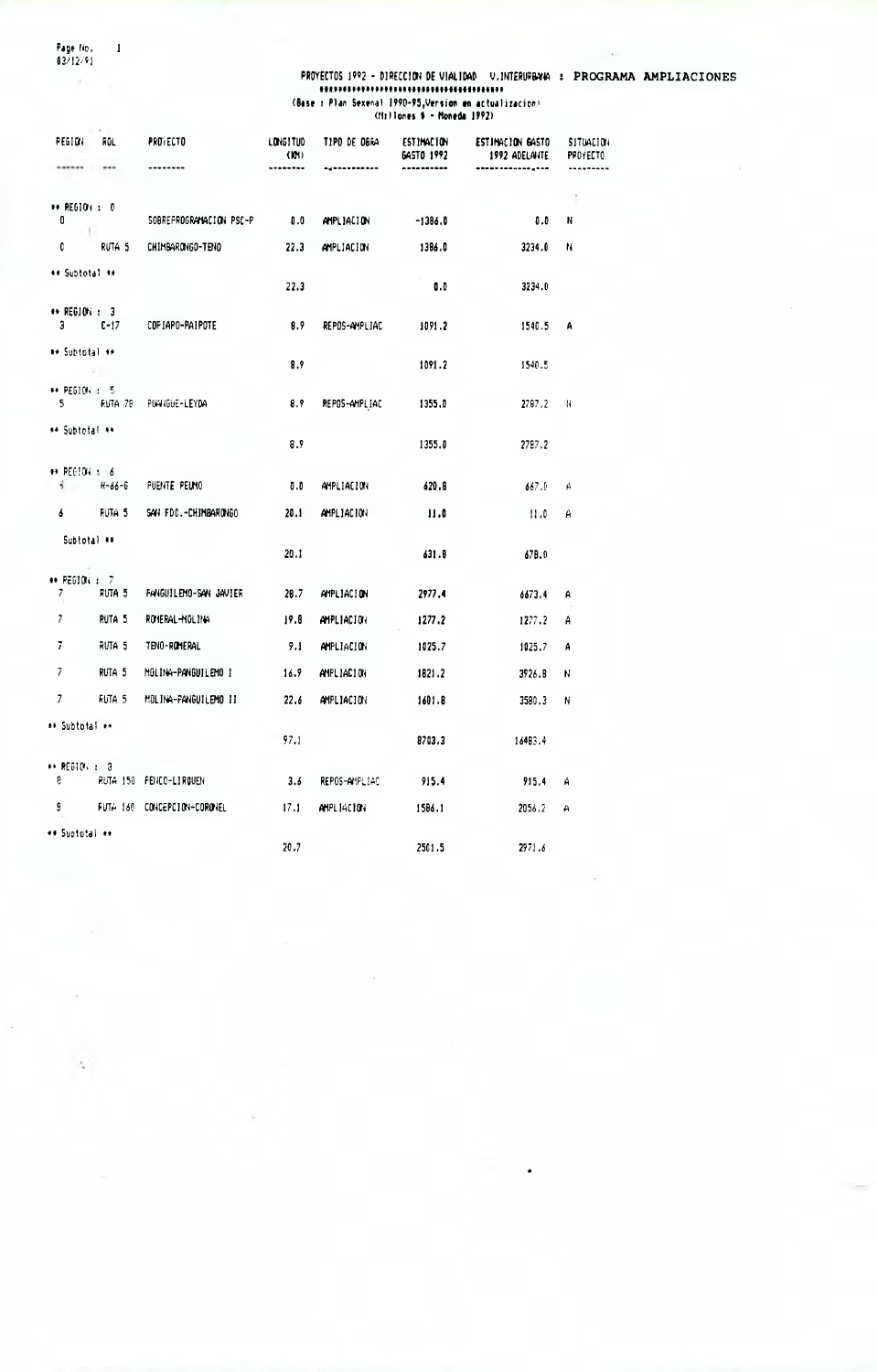PROYECTOS 1992 - DIRECCION DE VIALIDAD V.INTERURBANA : PROGRAMA AMPLIACIONES

(Base : Plan Sexenal 1990-95,Version en actualizacion)
(Millones $ - Moneda 1992)

| REGION | ROL | PROYECTO | LONGITUD (KM) | TIPO DE OBRA | ESTIMACION GASTO 1992 | ESTIMACION GASTO 1992 ADELANTE | SITUACION PROYECTO |
|---|---|---|---|---|---|---|---|
| ** REGION : 0 | | | | | | | |
| 0 | | SOBREPROGRAMACION PSC-P | 0.0 | AMPLIACION | -1386.0 | 0.0 | N |
| 0 | RUTA 5 | CHIMBARONGO-TENO | 22.3 | AMPLIACION | 1386.0 | 3234.0 | N |
| ** Subtotal ** | | | 22.3 | | 0.0 | 3234.0 | |
| ** REGION : 3 | | | | | | | |
| 3 | C-17 | COPIAPO-PAIPOTE | 8.9 | REPOS-AMPLIAC | 1091.2 | 1540.5 | A |
| ** Subtotal ** | | | 8.9 | | 1091.2 | 1540.5 | |
| ** REGION : 5 | | | | | | | |
| 5 | RUTA 78 | PUANGUE-LEYDA | 8.9 | REPOS-AMPLIAC | 1355.0 | 2787.2 | N |
| ** Subtotal ** | | | 8.9 | | 1355.0 | 2787.2 | |
| ** REGION : 6 | | | | | | | |
| 6 | H-66-G | PUENTE PEUMO | 0.0 | AMPLIACION | 620.8 | 667.0 | A |
| 6 | RUTA 5 | SAN FDO.-CHIMBARONGO | 20.1 | AMPLIACION | 11.0 | 11.0 | A |
| Subtotal ** | | | 20.1 | | 631.8 | 678.0 | |
| ** REGION : 7 | | | | | | | |
| 7 | RUTA 5 | PANGUILEMO-SAN JAVIER | 28.7 | AMPLIACION | 2977.4 | 6673.4 | A |
| 7 | RUTA 5 | ROMERAL-MOLINA | 19.8 | AMPLIACION | 1277.2 | 1277.2 | A |
| 7 | RUTA 5 | TENO-ROMERAL | 9.1 | AMPLIACION | 1025.7 | 1025.7 | A |
| 7 | RUTA 5 | MOLINA-PANGUILEMO I | 16.9 | AMPLIACION | 1821.2 | 3926.8 | N |
| 7 | RUTA 5 | MOLINA-PANGUILEMO II | 22.6 | AMPLIACION | 1601.8 | 3580.3 | N |
| ** Subtotal ** | | | 97.1 | | 8703.3 | 16483.4 | |
| ** REGION : 8 | | | | | | | |
| 8 | RUTA 150 | PENCO-LIRQUEN | 3.6 | REPOS-AMPLIAC | 915.4 | 915.4 | A |
| 8 | RUTA 160 | CONCEPCION-CORONEL | 17.1 | AMPLIACION | 1586.1 | 2056.2 | A |
| ** Subtotal ** | | | 20.7 | | 2501.5 | 2971.6 | |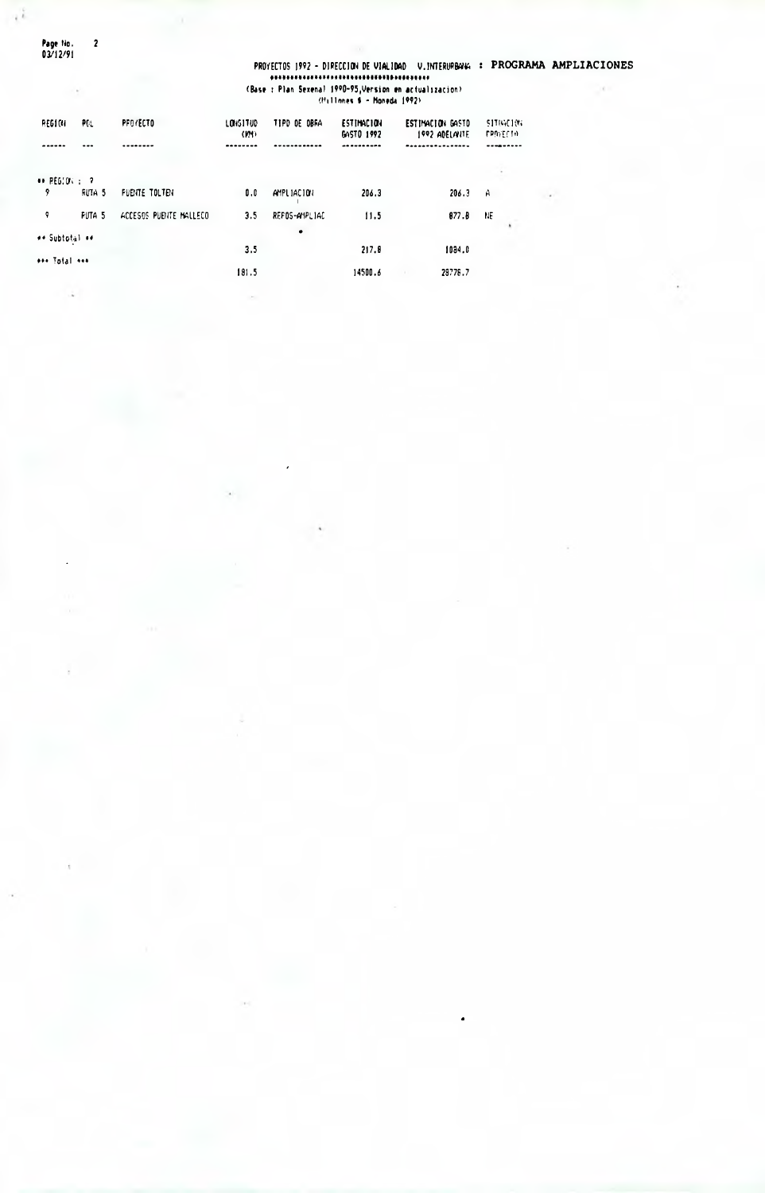PROYECTOS 1992 - DIRECCION DE VIALIDAD V.INTERURBANA : **PROGRAMA AMPLIACIONES**

(Base : Plan Sexenal 1990-95,Version en actualizacion)
(Millones $ - Moneda 1992)

| REGION | ROL | PROYECTO | LONGITUD (KM) | TIPO DE OBRA | ESTIMACION GASTO 1992 | ESTIMACION GASTO 1992 ADELANTE | SITUACION PROYECTO |
|---|---|---|---|---|---|---|---|
| ** REGION : 9 | | | | | | | |
| 9 | RUTA 5 | PUENTE TOLTEN | 0.0 | AMPLIACION | 206.3 | 206.3 | A |
| 9 | RUTA 5 | ACCESOS PUENTE MALLECO | 3.5 | REPOS-AMPLIAC | 11.5 | 877.8 | NE |
| ** Subtotal ** | | | 3.5 | | 217.8 | 1084.0 | |
| *** Total *** | | | 181.5 | | 14500.6 | 28776.7 | |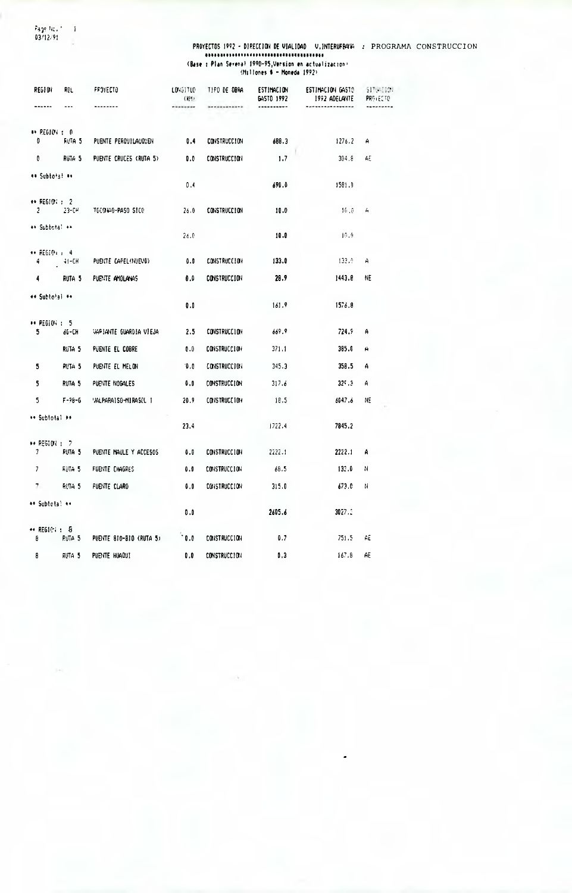Page No. 1
03/12/91

**PROYECTOS 1992 - DIRECCION DE VIALIDAD V.INTERURBANA : PROGRAMA CONSTRUCCION**

(Base : Plan Sexenal 1990-95,Version en actualizacion)
(Millones $ - Moneda 1992)

| REGION | ROL | PROYECTO | LONGITUD (KM) | TIPO DE OBRA | ESTIMACION GASTO 1992 | ESTIMACION GASTO 1992 ADELANTE | SITUACION PROYECTO |
|---|---|---|---|---|---|---|---|
| ** REGION : 0 | | | | | | | |
| 0 | RUTA 5 | PUENTE PERQUILAUQUEN | 0.4 | CONSTRUCCION | 688.3 | 1276.2 | A |
| 0 | RUTA 5 | PUENTE CRUCES (RUTA 5) | 0.0 | CONSTRUCCION | 1.7 | 304.8 | AE |
| ** Subtotal ** | | | 0.4 | | 690.0 | 1581.0 | |
| ** REGION : 2 | | | | | | | |
| 2 | 23-CH | TOCONAO-PASO SICO | 26.0 | CONSTRUCCION | 10.0 | 10.0 | A |
| ** Subtotal ** | | | 26.0 | | 10.0 | 10.0 | |
| ** REGION : 4 | | | | | | | |
| 4 | 41-CH | PUENTE CAPEL(NUEVO) | 0.0 | CONSTRUCCION | 133.0 | 133.0 | A |
| 4 | RUTA 5 | PUENTE AMOLANAS | 0.0 | CONSTRUCCION | 28.9 | 1443.8 | NE |
| ** Subtotal ** | | | 0.0 | | 161.9 | 1576.8 | |
| ** REGION : 5 | | | | | | | |
| 5 | 60-CH | VARIANTE GUARDIA VIEJA | 2.5 | CONSTRUCCION | 669.9 | 724.9 | A |
| | RUTA 5 | PUENTE EL COBRE | 0.0 | CONSTRUCCION | 371.1 | 385.0 | A |
| 5 | RUTA 5 | PUENTE EL MELON | 0.0 | CONSTRUCCION | 345.3 | 358.5 | A |
| 5 | RUTA 5 | PUENTE NOGALES | 0.0 | CONSTRUCCION | 317.6 | 329.3 | A |
| 5 | F-98-G | VALPARAISO-MIRASOL 1 | 20.9 | CONSTRUCCION | 18.5 | 6047.6 | NE |
| ** Subtotal ** | | | 23.4 | | 1722.4 | 7845.2 | |
| ** REGION : 7 | | | | | | | |
| 7 | RUTA 5 | PUENTE MAULE Y ACCESOS | 0.0 | CONSTRUCCION | 2222.1 | 2222.1 | A |
| 7 | RUTA 5 | PUENTE CHAGRES | 0.0 | CONSTRUCCION | 68.5 | 132.0 | N |
| 7 | RUTA 5 | PUENTE CLARO | 0.0 | CONSTRUCCION | 315.0 | 673.0 | N |
| ** Subtotal ** | | | 0.0 | | 2605.6 | 3027.1 | |
| ** REGION : 8 | | | | | | | |
| 8 | RUTA 5 | PUENTE BIO-BIO (RUTA 5) | 0.0 | CONSTRUCCION | 0.7 | 751.5 | AE |
| 8 | RUTA 5 | PUENTE HUAQUI | 0.0 | CONSTRUCCION | 0.3 | 167.8 | AE |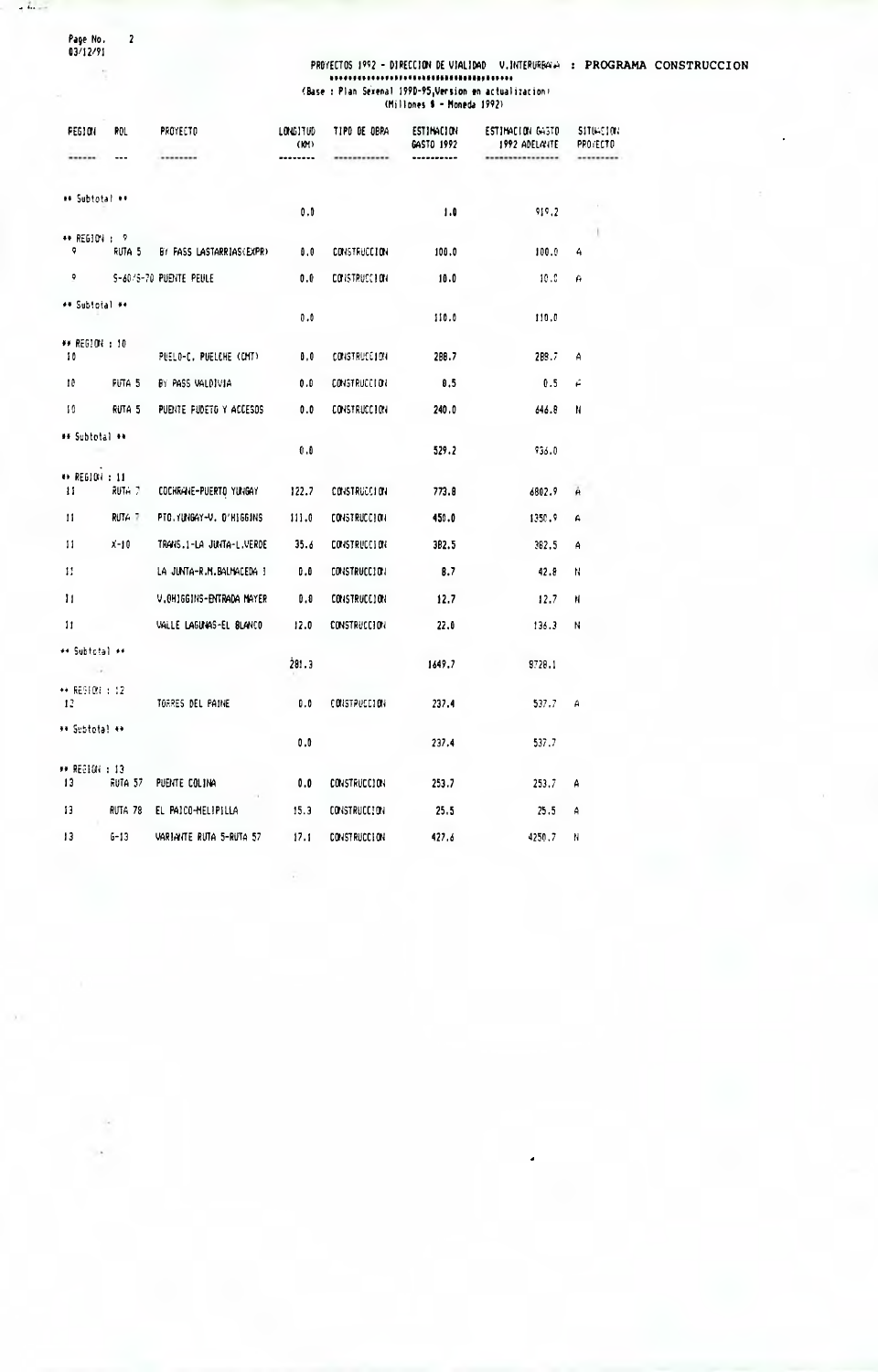PROYECTOS 1992 - DIRECCION DE VIALIDAD V.INTERURBANA : PROGRAMA CONSTRUCCION

(Base : Plan Sexenal 1990-95,Version en actualizacion)
(Millones $ - Moneda 1992)

| REGION | ROL | PROYECTO | LONGITUD (KM) | TIPO DE OBRA | ESTIMACION GASTO 1992 | ESTIMACION GASTO 1992 ADELANTE | SITUACION PROYECTO |
|---|---|---|---|---|---|---|---|
| ** Subtotal ** | | | 0.0 | | 1.0 | 919.2 | |
| ** REGION : 9 | | | | | | | |
| 9 | RUTA 5 | BY PASS LASTARRIAS(EXPR) | 0.0 | CONSTRUCCION | 100.0 | 100.0 | A |
| 9 | S-60/S-70 | PUENTE PEULE | 0.0 | CONSTRUCCION | 10.0 | 10.0 | A |
| ** Subtotal ** | | | 0.0 | | 110.0 | 110.0 | |
| ** REGION : 10 | | | | | | | |
| 10 | | PUELO-C. PUELCHE (CMT) | 0.0 | CONSTRUCCION | 288.7 | 288.7 | A |
| 10 | RUTA 5 | BY PASS VALDIVIA | 0.0 | CONSTRUCCION | 0.5 | 0.5 | A |
| 10 | RUTA 5 | PUENTE PUDETO Y ACCESOS | 0.0 | CONSTRUCCION | 240.0 | 646.8 | N |
| ** Subtotal ** | | | 0.0 | | 529.2 | 936.0 | |
| ** REGION : 11 | | | | | | | |
| 11 | RUTA 7 | COCHRANE-PUERTO YUNGAY | 122.7 | CONSTRUCCION | 773.8 | 6802.9 | A |
| 11 | RUTA 7 | PTO.YUNGAY-V. O'HIGGINS | 111.0 | CONSTRUCCION | 450.0 | 1350.9 | A |
| 11 | X-10 | TRANS.1-LA JUNTA-L.VERDE | 35.6 | CONSTRUCCION | 382.5 | 382.5 | A |
| 11 | | LA JUNTA-R.M.BALMACEDA 1 | 0.0 | CONSTRUCCION | 8.7 | 42.8 | N |
| 11 | | V.OHIGGINS-ENTRADA MAYER | 0.0 | CONSTRUCCION | 12.7 | 12.7 | N |
| 11 | | VALLE LAGUNAS-EL BLANCO | 12.0 | CONSTRUCCION | 22.0 | 136.3 | N |
| ** Subtotal ** | | | 281.3 | | 1649.7 | 8728.1 | |
| ** REGION : 12 | | | | | | | |
| 12 | | TORRES DEL PAINE | 0.0 | CONSTRUCCION | 237.4 | 537.7 | A |
| ** Subtotal ** | | | 0.0 | | 237.4 | 537.7 | |
| ** REGION : 13 | | | | | | | |
| 13 | RUTA 57 | PUENTE COLINA | 0.0 | CONSTRUCCION | 253.7 | 253.7 | A |
| 13 | RUTA 78 | EL PAICO-MELIPILLA | 15.3 | CONSTRUCCION | 25.5 | 25.5 | A |
| 13 | G-13 | VARIANTE RUTA 5-RUTA 57 | 17.1 | CONSTRUCCION | 427.6 | 4250.7 | N |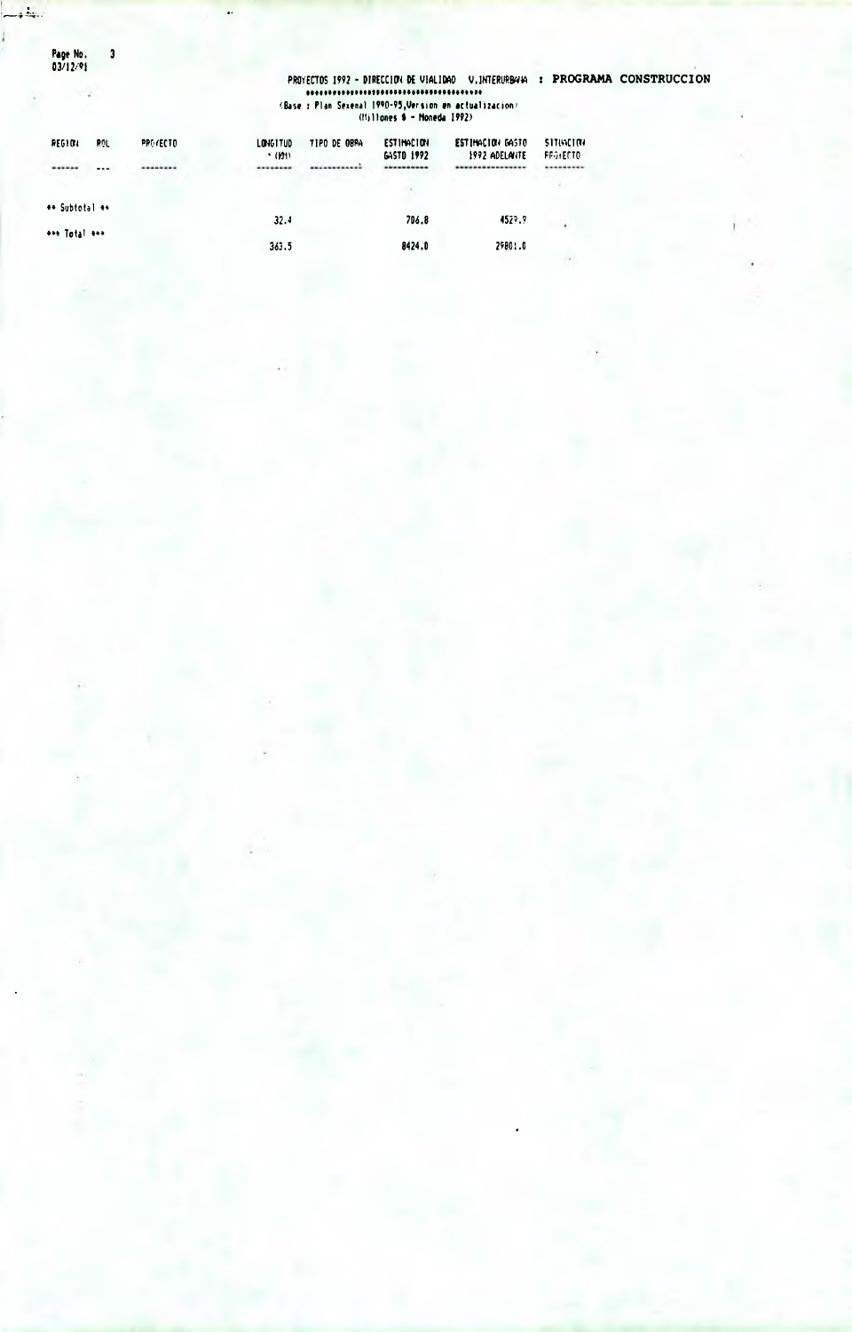PROYECTOS 1992 - DIRECCION DE VIALIDAD V.INTERURBANA : **PROGRAMA CONSTRUCCION**

(Base : Plan Sexenal 1990-95,Version en actualizacion)
(Millones $ - Moneda 1992)

| REGION | ROL | PROYECTO | LONGITUD (KM) | TIPO DE OBRA | ESTIMACION GASTO 1992 | ESTIMACION GASTO 1992 ADELANTE | SITUACION PROYECTO |
|---|---|---|---|---|---|---|---|
| ** Subtotal ** | | | 32.4 | | 706.8 | 4529.9 | |
| *** Total *** | | | 363.5 | | 8424.0 | 29801.0 | |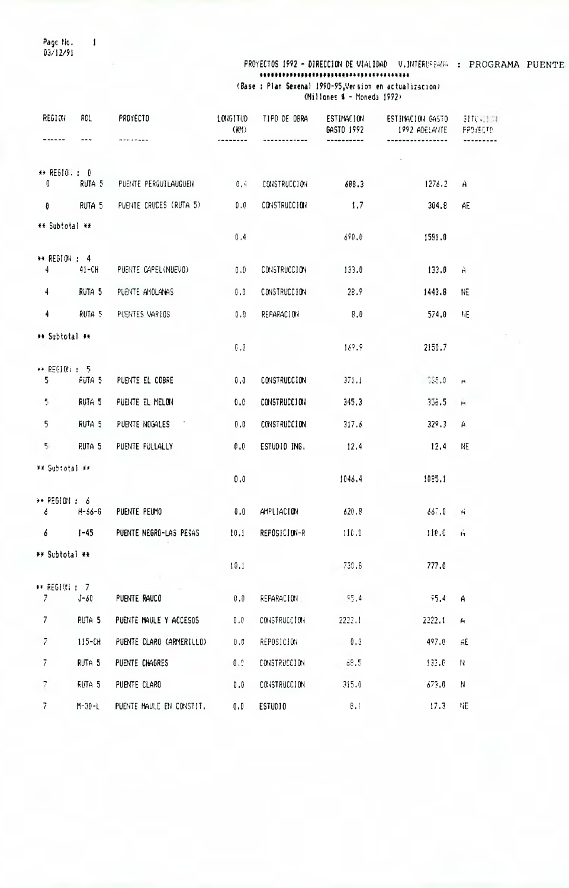Page No. 1
03/12/91

PROYECTOS 1992 - DIRECCION DE VIALIDAD V.INTERURBANA : PROGRAMA PUENTE
**************************************
(Base : Plan Sexenal 1990-95,Version en actualizacion)
(Millones $ - Moneda 1992)

| REGION | ROL | PROYECTO | LONGITUD (KM) | TIPO DE OBRA | ESTIMACION GASTO 1992 | ESTIMACION GASTO 1992 ADELANTE | SITUACION PROYECTO |
|---|---|---|---|---|---|---|---|
| ** REGION : 0 | | | | | | | |
| 0 | RUTA 5 | PUENTE PERQUILAUQUEN | 0.4 | CONSTRUCCION | 688.3 | 1276.2 | A |
| 0 | RUTA 5 | PUENTE CRUCES (RUTA 5) | 0.0 | CONSTRUCCION | 1.7 | 304.8 | AE |
| ** Subtotal ** | | | 0.4 | | 690.0 | 1581.0 | |
| ** REGION : 4 | | | | | | | |
| 4 | 41-CH | PUENTE CAPEL(NUEVO) | 0.0 | CONSTRUCCION | 133.0 | 133.0 | A |
| 4 | RUTA 5 | PUENTE AMOLANAS | 0.0 | CONSTRUCCION | 28.9 | 1443.8 | NE |
| 4 | RUTA 5 | PUENTES VARIOS | 0.0 | REPARACION | 8.0 | 574.0 | NE |
| ** Subtotal ** | | | 0.0 | | 169.9 | 2150.7 | |
| ** REGION : 5 | | | | | | | |
| 5 | RUTA 5 | PUENTE EL COBRE | 0.0 | CONSTRUCCION | 371.1 | 385.0 | A |
| 5 | RUTA 5 | PUENTE EL MELON | 0.0 | CONSTRUCCION | 345.3 | 358.5 | A |
| 5 | RUTA 5 | PUENTE NOGALES | 0.0 | CONSTRUCCION | 317.6 | 329.3 | A |
| 5 | RUTA 5 | PUENTE PULLALLY | 0.0 | ESTUDIO ING. | 12.4 | 12.4 | NE |
| ** Subtotal ** | | | 0.0 | | 1046.4 | 1085.1 | |
| ** REGION : 6 | | | | | | | |
| 6 | H-66-G | PUENTE PEUMO | 0.0 | AMPLIACION | 620.8 | 667.0 | A |
| 6 | I-45 | PUENTE NEGRO-LAS PEÑAS | 10.1 | REPOSICION-R | 110.0 | 110.0 | A |
| ** Subtotal ** | | | 10.1 | | 730.8 | 777.0 | |
| ** REGION : 7 | | | | | | | |
| 7 | J-60 | PUENTE RAUCO | 0.0 | REPARACION | 95.4 | 95.4 | A |
| 7 | RUTA 5 | PUENTE MAULE Y ACCESOS | 0.0 | CONSTRUCCION | 2222.1 | 2222.1 | A |
| 7 | 115-CH | PUENTE CLARO (ARMERILLO) | 0.0 | REPOSICION | 0.3 | 497.0 | AE |
| 7 | RUTA 5 | PUENTE CHAGRES | 0.0 | CONSTRUCCION | 68.5 | 132.0 | N |
| 7 | RUTA 5 | PUENTE CLARO | 0.0 | CONSTRUCCION | 315.0 | 673.0 | N |
| 7 | M-30-L | PUENTE MAULE EN CONSTIT. | 0.0 | ESTUDIO | 8.1 | 17.3 | NE |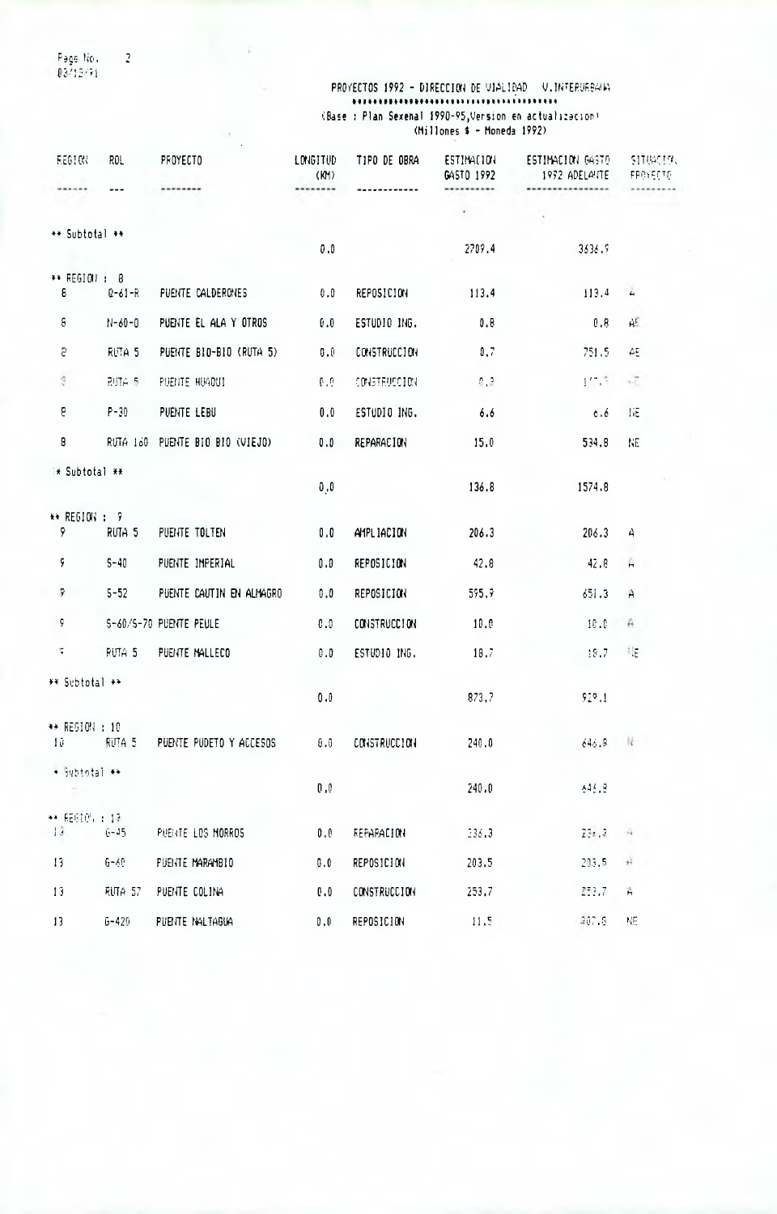PROYECTOS 1992 - DIRECCION DE VIALIDAD V.INTERURBANA

(Base : Plan Sexenal 1990-95,Version en actualizacion)
(Millones $ - Moneda 1992)

| REGION | ROL | PROYECTO | LONGITUD (KM) | TIPO DE OBRA | ESTIMACION GASTO 1992 | ESTIMACION GASTO 1992 ADELANTE | SITUACION PROYECTO |
|---|---|---|---|---|---|---|---|
| ** Subtotal ** | | | 0.0 | | 2709.4 | 3636.9 | |
| ** REGION : 8 | | | | | | | |
| 8 | Q-61-R | PUENTE CALDERONES | 0.0 | REPOSICION | 113.4 | 113.4 | A |
| 8 | N-60-O | PUENTE EL ALA Y OTROS | 0.0 | ESTUDIO ING. | 0.8 | 0.8 | AE |
| 8 | RUTA 5 | PUENTE BIO-BIO (RUTA 5) | 0.0 | CONSTRUCCION | 0.7 | 751.5 | AE |
| 8 | RUTA 5 | PUENTE HUAQUI | 0.0 | CONSTRUCCION | 0.3 | 1?.? | AE |
| 8 | P-30 | PUENTE LEBU | 0.0 | ESTUDIO ING. | 6.6 | 6.6 | NE |
| 8 | RUTA 160 | PUENTE BIO BIO (VIEJO) | 0.0 | REPARACION | 15.0 | 534.8 | NE |
| ** Subtotal ** | | | 0.0 | | 136.8 | 1574.8 | |
| ** REGION : 9 | | | | | | | |
| 9 | RUTA 5 | PUENTE TOLTEN | 0.0 | AMPLIACION | 206.3 | 206.3 | A |
| 9 | S-40 | PUENTE IMPERIAL | 0.0 | REPOSICION | 42.8 | 42.8 | A |
| 9 | S-52 | PUENTE CAUTIN EN ALMAGRO | 0.0 | REPOSICION | 595.9 | 651.3 | A |
| 9 | S-60/S-70 | PUENTE PEULE | 0.0 | CONSTRUCCION | 10.0 | 10.0 | A |
| 9 | RUTA 5 | PUENTE MALLECO | 0.0 | ESTUDIO ING. | 18.7 | 18.7 | NE |
| ** Subtotal ** | | | 0.0 | | 873.7 | 929.1 | |
| ** REGION : 10 | | | | | | | |
| 10 | RUTA 5 | PUENTE PUDETO Y ACCESOS | 0.0 | CONSTRUCCION | 240.0 | 646.8 | N |
| ** Subtotal ** | | | 0.0 | | 240.0 | 646.8 | |
| ** REGION : 13 | | | | | | | |
| 13 | G-45 | PUENTE LOS MORROS | 0.0 | REPARACION | 236.3 | 236.3 | A |
| 13 | G-60 | PUENTE MARAMBIO | 0.0 | REPOSICION | 203.5 | 203.5 | A |
| 13 | RUTA 57 | PUENTE COLINA | 0.0 | CONSTRUCCION | 253.7 | 253.7 | A |
| 13 | G-420 | PUENTE NALTAGUA | 0.0 | REPOSICION | 11.5 | 407.8 | NE |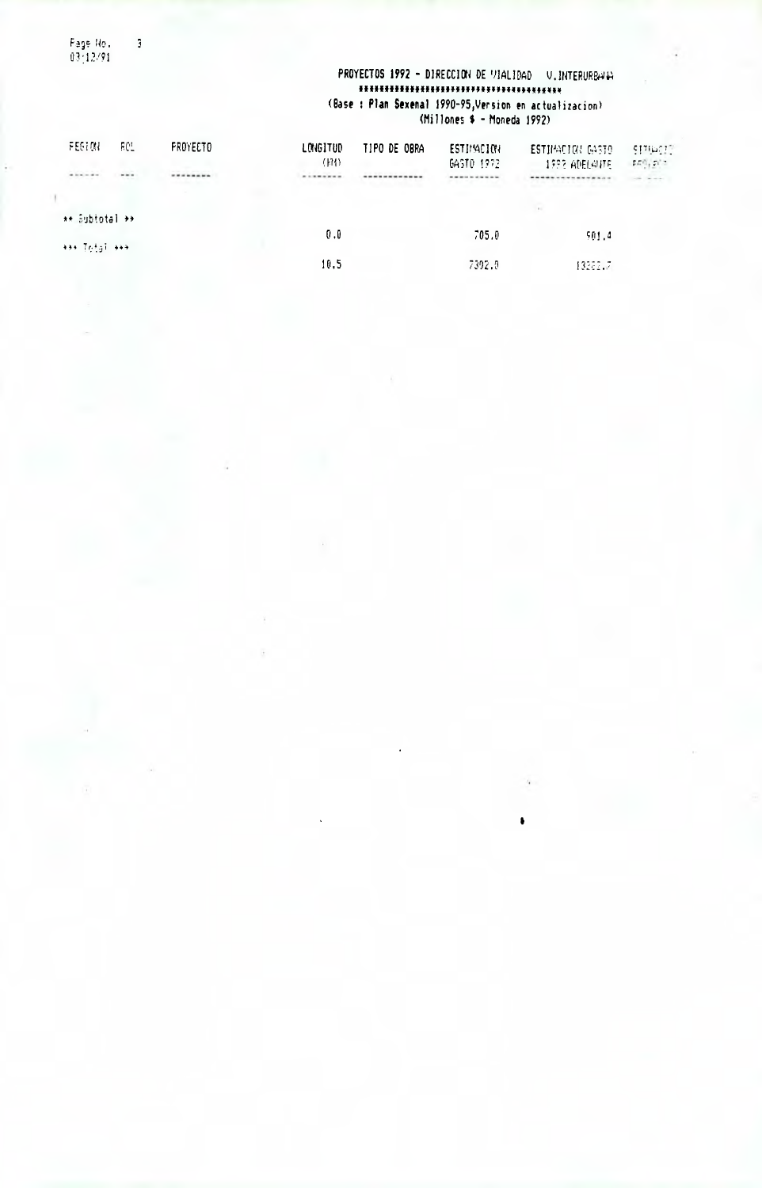## PROYECTOS 1992 - DIRECCION DE VIALIDAD V.INTERURBANA

**(Base : Plan Sexenal 1990-95,Version en actualizacion)**
**(Millones $ - Moneda 1992)**

| REGION | ROL | PROYECTO | LONGITUD (KM) | TIPO DE OBRA | ESTIMACION GASTO 1992 | ESTIMACION GASTO 1993 ADELANTE | SITUACION PROYECTO |
|---|---|---|---|---|---|---|---|
| ** Subtotal ** | | | 0.0 | | 705.0 | 501.4 | |
| *** Total *** | | | 10.5 | | 7392.0 | 13282.7 | |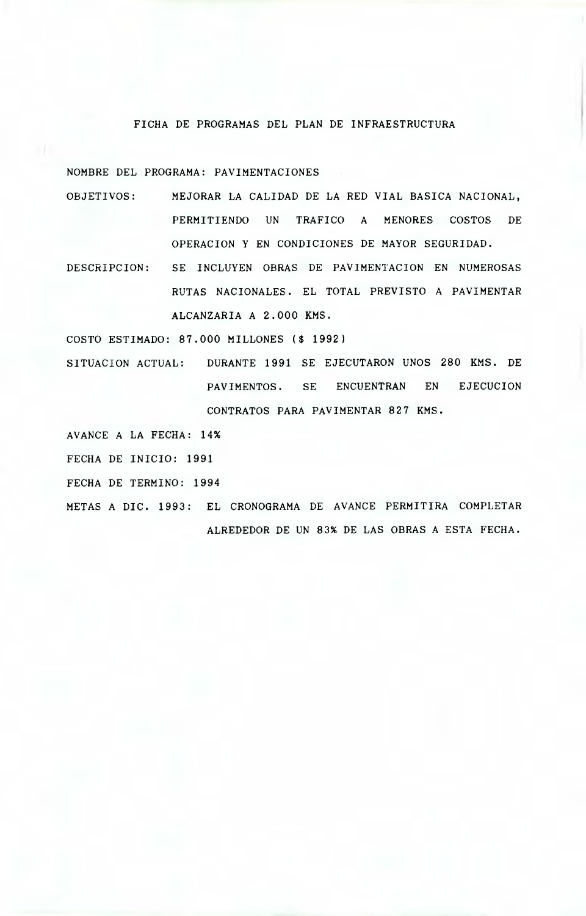# FICHA DE PROGRAMAS DEL PLAN DE INFRAESTRUCTURA

NOMBRE DEL PROGRAMA: PAVIMENTACIONES

OBJETIVOS: MEJORAR LA CALIDAD DE LA RED VIAL BASICA NACIONAL, PERMITIENDO UN TRAFICO A MENORES COSTOS DE OPERACION Y EN CONDICIONES DE MAYOR SEGURIDAD.

DESCRIPCION: SE INCLUYEN OBRAS DE PAVIMENTACION EN NUMEROSAS RUTAS NACIONALES. EL TOTAL PREVISTO A PAVIMENTAR ALCANZARIA A 2.000 KMS.

COSTO ESTIMADO: 87.000 MILLONES ($ 1992)

SITUACION ACTUAL: DURANTE 1991 SE EJECUTARON UNOS 280 KMS. DE PAVIMENTOS. SE ENCUENTRAN EN EJECUCION CONTRATOS PARA PAVIMENTAR 827 KMS.

AVANCE A LA FECHA: 14%

FECHA DE INICIO: 1991

FECHA DE TERMINO: 1994

METAS A DIC. 1993: EL CRONOGRAMA DE AVANCE PERMITIRA COMPLETAR ALREDEDOR DE UN 83% DE LAS OBRAS A ESTA FECHA.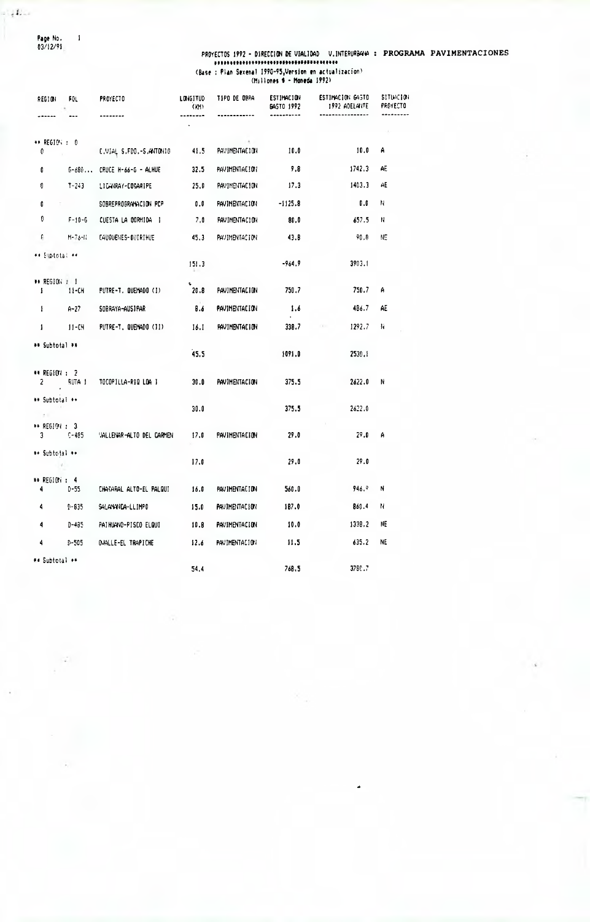PROYECTOS 1992 - DIRECCION DE VIALIDAD V.INTERURBANA : **PROGRAMA PAVIMENTACIONES**

(Base : Plan Sexenal 1990-95,Version en actualizacion)
(Millones $ - Moneda 1992)

| REGION | ROL | PROYECTO | LONGITUD (KM) | TIPO DE OBRA | ESTIMACION GASTO 1992 | ESTIMACION GASTO 1992 ADELANTE | SITUACION PROYECTO |
|---|---|---|---|---|---|---|---|
| ** REGION : 0 | | | | | | | |
| 0 | | C.VIAL S.FDO.-S.ANTONIO | 41.5 | PAVIMENTACION | 10.0 | 10.0 | A |
| 0 | G-680... | CRUCE H-66-G - ALHUE | 32.5 | PAVIMENTACION | 9.8 | 1742.3 | AE |
| 0 | T-243 | LICANRAY-COÑARIPE | 25.0 | PAVIMENTACION | 17.3 | 1403.3 | AE |
| 0 | | SOBREPROGRAMACION PCP | 0.0 | PAVIMENTACION | -1125.8 | 0.0 | N |
| 0 | F-10-G | CUESTA LA DORMIDA I | 7.0 | PAVIMENTACION | 80.0 | 657.5 | N |
| 0 | M-76-M | CAUQUENES-QUIRIHUE | 45.3 | PAVIMENTACION | 43.8 | 90.0 | NE |
| ** Subtotal ** | | | 151.3 | | -964.9 | 3903.1 | |
| ** REGION : 1 | | | | | | | |
| 1 | 11-CH | PUTRE-T. QUEMADO (I) | 20.8 | PAVIMENTACION | 750.7 | 750.7 | A |
| 1 | A-27 | SOBRAYA-AUSIPAR | 8.6 | PAVIMENTACION | 1.6 | 486.7 | AE |
| 1 | 11-CH | PUTRE-T. QUEMADO (II) | 16.1 | PAVIMENTACION | 338.7 | 1292.7 | N |
| ** Subtotal ** | | | 45.5 | | 1091.0 | 2530.1 | |
| ** REGION : 2 | | | | | | | |
| 2 | RUTA 1 | TOCOPILLA-RIO LOA I | 30.0 | PAVIMENTACION | 375.5 | 2622.0 | N |
| ** Subtotal ** | | | 30.0 | | 375.5 | 2622.0 | |
| ** REGION : 3 | | | | | | | |
| 3 | C-485 | VALLENAR-ALTO DEL CARMEN | 17.0 | PAVIMENTACION | 29.0 | 29.0 | A |
| ** Subtotal ** | | | 17.0 | | 29.0 | 29.0 | |
| ** REGION : 4 | | | | | | | |
| 4 | D-55 | CHAÑARAL ALTO-EL PALQUI | 16.0 | PAVIMENTACION | 560.0 | 946.9 | N |
| 4 | D-835 | SALAMANCA-LLIMPO | 15.0 | PAVIMENTACION | 187.0 | 860.4 | N |
| 4 | D-485 | PAIHUANO-PISCO ELQUI | 10.8 | PAVIMENTACION | 10.0 | 1338.2 | NE |
| 4 | D-505 | OVALLE-EL TRAPICHE | 12.6 | PAVIMENTACION | 11.5 | 635.2 | NE |
| ** Subtotal ** | | | 54.4 | | 768.5 | 3780.7 | |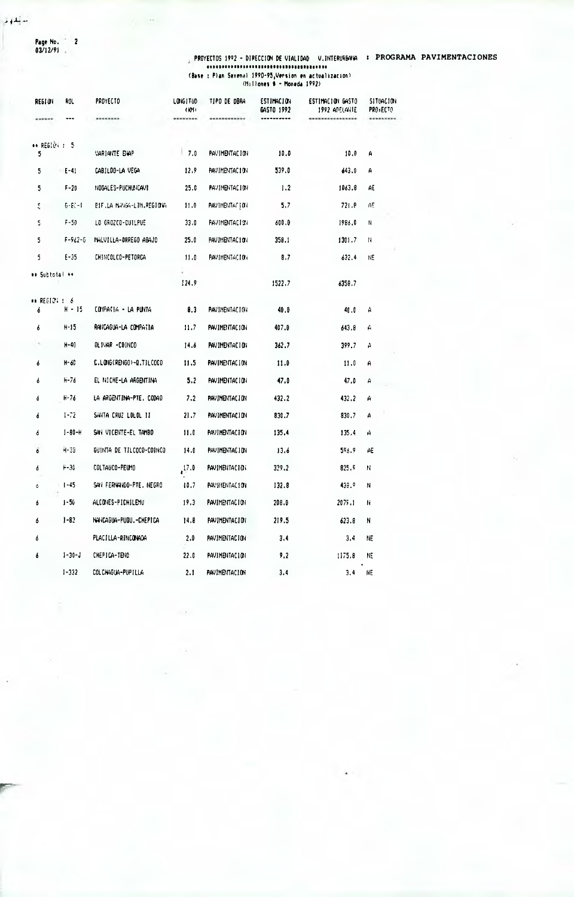PROYECTOS 1992 - DIRECCION DE VIALIDAD V.INTERURBANA : PROGRAMA PAVIMENTACIONES

(Base : Plan Sexenal 1990-95,Version en actualizacion)
(Millones $ - Moneda 1992)

| REGION | ROL | PROYECTO | LONGITUD (KM) | TIPO DE OBRA | ESTIMACION GASTO 1992 | ESTIMACION GASTO 1992 ADELANTE | SITUACION PROYECTO |
|---|---|---|---|---|---|---|---|
| ** REGION : 5 | | | | | | | |
| 5 | | VARIANTE ENAP | 7.0 | PAVIMENTACION | 10.0 | 10.0 | A |
| 5 | E-41 | CABILDO-LA VEGA | 12.9 | PAVIMENTACION | 539.0 | 643.0 | A |
| 5 | F-20 | NOGALES-PUCHUNCAVI | 25.0 | PAVIMENTACION | 1.2 | 1063.8 | AE |
| 5 | G-60-I | BIF.LA NARIGA-LIM.REGIONA | 11.0 | PAVIMENTACION | 5.7 | 721.8 | AE |
| 5 | F-50 | LO OROZCO-QUILPUE | 33.0 | PAVIMENTACION | 600.0 | 1986.0 | N |
| 5 | F-962-G | MALVILLA-ORREGO ABAJO | 25.0 | PAVIMENTACION | 358.1 | 1301.7 | N |
| 5 | E-35 | CHINCOLCO-PETORCA | 11.0 | PAVIMENTACION | 8.7 | 632.4 | NE |
| ** Subtotal ** | | | 124.9 | | 1522.7 | 6358.7 | |
| ** REGION : 6 | | | | | | | |
| 6 | H - 15 | COMPAÑIA - LA PUNTA | 8.3 | PAVIMENTACION | 40.0 | 40.0 | A |
| 6 | H-15 | RANCAGUA-LA COMPAÑIA | 11.7 | PAVIMENTACION | 407.0 | 643.8 | A |
| 6 | H-40 | OLIVAR -COINCO | 14.6 | PAVIMENTACION | 362.7 | 399.7 | A |
| 6 | H-60 | C.LONG(RENGO)-Q.TILCOCO | 11.5 | PAVIMENTACION | 11.0 | 11.0 | A |
| 6 | H-76 | EL NICHE-LA ARGENTINA | 5.2 | PAVIMENTACION | 47.0 | 47.0 | A |
| 6 | H-76 | LA ARGENTINA-PTE. CODAO | 7.2 | PAVIMENTACION | 432.2 | 432.2 | A |
| 6 | I-72 | SANTA CRUZ LOLOL II | 21.7 | PAVIMENTACION | 830.7 | 830.7 | A |
| 6 | I-80-H | SAN VICENTE-EL TAMBO | 11.0 | PAVIMENTACION | 135.4 | 135.4 | A |
| 6 | H-33 | QUINTA DE TILCOCO-COINCO | 14.0 | PAVIMENTACION | 13.6 | 596.9 | AE |
| 6 | H-36 | COLTAUCO-PEUMO | 17.0 | PAVIMENTACION | 329.2 | 825.9 | N |
| 6 | I-45 | SAN FERNANDO-PTE. NEGRO | 10.7 | PAVIMENTACION | 132.8 | 438.9 | N |
| 6 | I-50 | ALCONES-PICHILEMU | 19.3 | PAVIMENTACION | 208.0 | 2075.1 | N |
| 6 | I-82 | NANCAGUA-PUQU.-CHEPICA | 14.8 | PAVIMENTACION | 219.5 | 623.8 | N |
| 6 | | PLACILLA-RINCONADA | 2.0 | PAVIMENTACION | 3.4 | 3.4 | NE |
| 6 | I-30-J | CHEPICA-TENO | 22.0 | PAVIMENTACION | 9.2 | 1175.8 | NE |
| | I-332 | COLCHAGUA-PUPILLA | 2.1 | PAVIMENTACION | 3.4 | 3.4 | NE |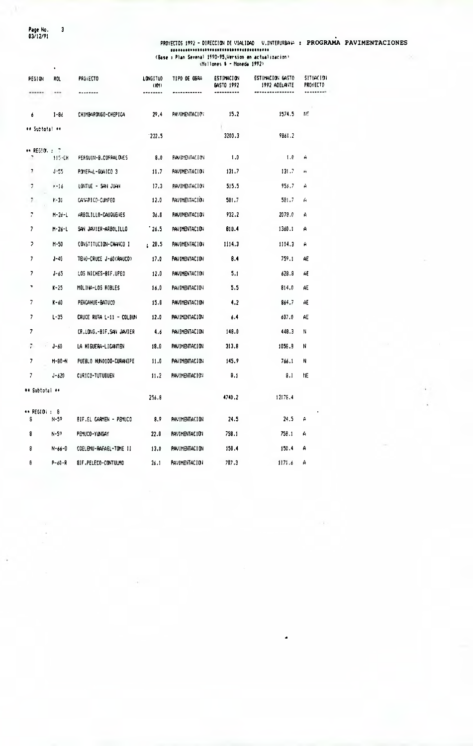PROYECTOS 1992 - DIRECCION DE VIALIDAD V.INTERURBANA : PROGRAMA PAVIMENTACIONES

(Base : Plan Sexenal 1990-95,Version en actualizacion)
(Millones $ - Moneda 1992)

| REGION | ROL | PROYECTO | LONGITUD (KM) | TIPO DE OBRA | ESTIMACION GASTO 1992 | ESTIMACION GASTO 1992 ADELANTE | SITUACION PROYECTO |
|---|---|---|---|---|---|---|---|
| 6 | I-86 | CHIMBARONGO-CHEPICA | 29.4 | PAVIMENTACION | 15.2 | 1574.5 | NE |
| ** Subtotal ** | | | 222.5 | | 3200.3 | 9861.2 | |
| ** REGION : 7 | | | | | | | |
| 7 | 115-CH | PEROUIN-B.CORRALONES | 8.0 | PAVIMENTACION | 1.0 | 1.0 | A |
| 7 | J-55 | POMERAL-GUAICO 3 | 11.7 | PAVIMENTACION | 131.7 | 131.7 | A |
| 7 | K-16 | LONTUE - SAN JUAN | 17.3 | PAVIMENTACION | 515.5 | 956.7 | A |
| 7 | K-31 | CAMARICO-CUMPEO | 12.0 | PAVIMENTACION | 581.7 | 581.7 | A |
| 7 | M-26-L | ARBOLILLO-CAUQUENES | 36.0 | PAVIMENTACION | 932.2 | 2078.0 | A |
| 7 | M-26-L | SAN JAVIER-ARBOLILLO | 26.5 | PAVIMENTACION | 818.4 | 1360.1 | A |
| 7 | M-50 | CONSTITUCION-CHANCO I | 28.5 | PAVIMENTACION | 1114.3 | 1114.3 | A |
| 7 | J-40 | TENO-CRUCE J-60(RAUCO) | 17.0 | PAVIMENTACION | 8.4 | 759.1 | AE |
| 7 | J-65 | LOS NICHES-BIF.UPEO | 12.0 | PAVIMENTACION | 5.1 | 628.8 | AE |
| 7 | K-25 | MOLINA-LOS ROBLES | 16.0 | PAVIMENTACION | 5.5 | 814.0 | AE |
| 7 | K-60 | PENCAHUE-BATUCO | 15.0 | PAVIMENTACION | 4.2 | 864.7 | AE |
| 7 | L-35 | CRUCE RUTA L-11 - COLBUN | 12.0 | PAVIMENTACION | 6.4 | 607.0 | AE |
| 7 | | CR.LONG.-BIF.SAN JAVIER | 4.6 | PAVIMENTACION | 148.0 | 448.3 | N |
| 7 | J-60 | LA HIGUERA-LICANTEN | 18.0 | PAVIMENTACION | 313.8 | 1056.9 | N |
| 7 | M-80-N | PUEBLO HUNDIDO-CURANIPE | 11.0 | PAVIMENTACION | 145.9 | 766.1 | N |
| 7 | J-620 | CURICO-TUTUGUEN | 11.2 | PAVIMENTACION | 8.1 | 8.1 | NE |
| ** Subtotal ** | | | 256.8 | | 4740.2 | 12176.4 | |
| ** REGION : 8 | | | | | | | |
| 8 | N-59 | BIF.EL CARMEN - PEMUCO | 8.9 | PAVIMENTACION | 24.5 | 24.5 | A |
| 8 | N-59 | PEMUCO-YUNGAY | 22.0 | PAVIMENTACION | 758.1 | 758.1 | A |
| 8 | N-66-O | COELEMU-RAFAEL-TOME II | 13.0 | PAVIMENTACION | 150.4 | 150.4 | A |
| 8 | P-60-R | BIF.PELECO-CONTULMO | 26.1 | PAVIMENTACION | 707.3 | 1171.6 | A |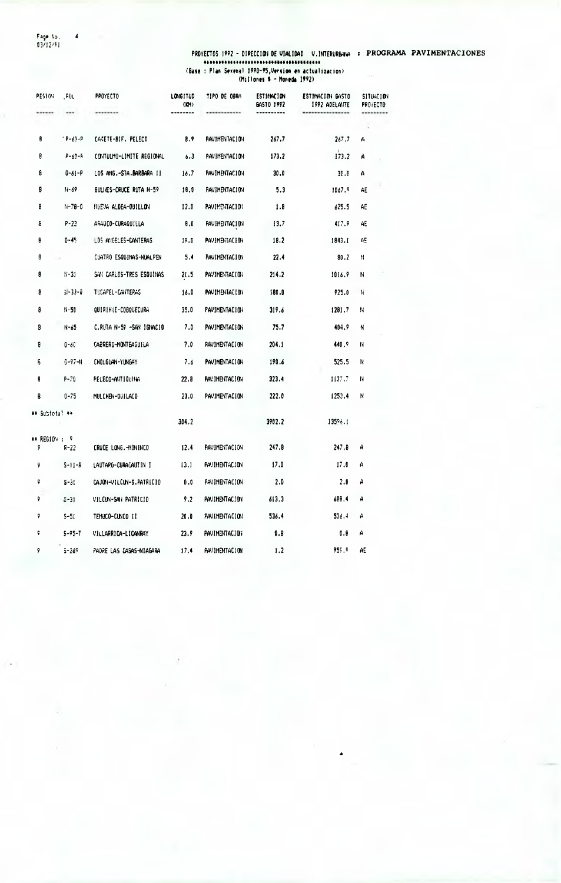PROYECTOS 1992 - DIRECCION DE VIALIDAD V.INTERURBANA : PROGRAMA PAVIMENTACIONES

(Base : Plan Sexenal 1990-95,Version en actualizacion)
(Millones $ - Moneda 1992)

| REGION | ROL | PROYECTO | LONGITUD (KM) | TIPO DE OBRA | ESTIMACION GASTO 1992 | ESTIMACION GASTO 1992 ADELANTE | SITUACION PROYECTO |
|---|---|---|---|---|---|---|---|
| 8 | P-60-P | CAÑETE-BIF. PELECO | 8.9 | PAVIMENTACION | 267.7 | 267.7 | A |
| 8 | P-60-R | CONTULMO-LIMITE REGIONAL | 6.3 | PAVIMENTACION | 173.2 | 173.2 | A |
| 8 | O-61-P | LOS ANG.-STA.BARBARA II | 16.7 | PAVIMENTACION | 30.0 | 30.0 | A |
| 8 | N-69 | BULNES-CRUCE RUTA N-59 | 18.0 | PAVIMENTACION | 5.3 | 1067.9 | AE |
| 8 | N-78-O | NUEVA ALDEA-QUILLON | 12.0 | PAVIMENTACION | 1.8 | 625.5 | AE |
| 8 | P-22 | ARAUCO-CURAQUILLA | 8.0 | PAVIMENTACION | 13.7 | 417.9 | AE |
| 8 | O-45 | LOS ANGELES-CANTERAS | 19.0 | PAVIMENTACION | 18.2 | 1843.1 | AE |
| 8 | | CUATRO ESQUINAS-HUALPEN | 5.4 | PAVIMENTACION | 22.4 | 80.2 | N |
| 8 | N-31 | SAN CARLOS-TRES ESQUINAS | 21.5 | PAVIMENTACION | 214.2 | 1016.9 | N |
| 8 | N-33-O | TUCAPEL-CANTERAS | 16.0 | PAVIMENTACION | 180.0 | 925.0 | N |
| 8 | N-50 | QUIRIHUE-COBQUECURA | 35.0 | PAVIMENTACION | 319.6 | 1281.7 | N |
| 8 | N-65 | C.RUTA N-59 -SAN IGNACIO | 7.0 | PAVIMENTACION | 75.7 | 404.9 | N |
| 8 | O-60 | CABRERO-MONTEAGUILA | 7.0 | PAVIMENTACION | 204.1 | 440.9 | N |
| 8 | O-97-N | CHOLGUAN-YUNGAY | 7.6 | PAVIMENTACION | 190.6 | 525.5 | N |
| 8 | P-70 | PELECO-ANTIQUINA | 22.8 | PAVIMENTACION | 323.4 | 1137.7 | N |
| 8 | Q-75 | MULCHEN-QUILACO | 23.0 | PAVIMENTACION | 222.0 | 1253.4 | N |
| ** Subtotal ** | | | 304.2 | | 3902.2 | 13596.1 | |
| ** REGION : 9 | | | | | | | |
| 9 | R-22 | CRUCE LONG.-MININCO | 12.4 | PAVIMENTACION | 247.8 | 247.8 | A |
| 9 | S-11-R | LAUTARO-CURACAUTIN I | 13.1 | PAVIMENTACION | 17.0 | 17.0 | A |
| 9 | S-31 | CAJON-VILCUN-S.PATRICIO | 0.0 | PAVIMENTACION | 2.0 | 2.0 | A |
| 9 | S-31 | VILCUN-SAN PATRICIO | 9.2 | PAVIMENTACION | 613.3 | 688.4 | A |
| 9 | S-51 | TEMUCO-CUNCO II | 20.0 | PAVIMENTACION | 536.4 | 536.4 | A |
| 9 | S-95-T | VILLARRICA-LICANRAY | 23.9 | PAVIMENTACION | 0.8 | 0.8 | A |
| 9 | S-269 | PADRE LAS CASAS-NIAGARA | 17.4 | PAVIMENTACION | 1.2 | 959.9 | AE |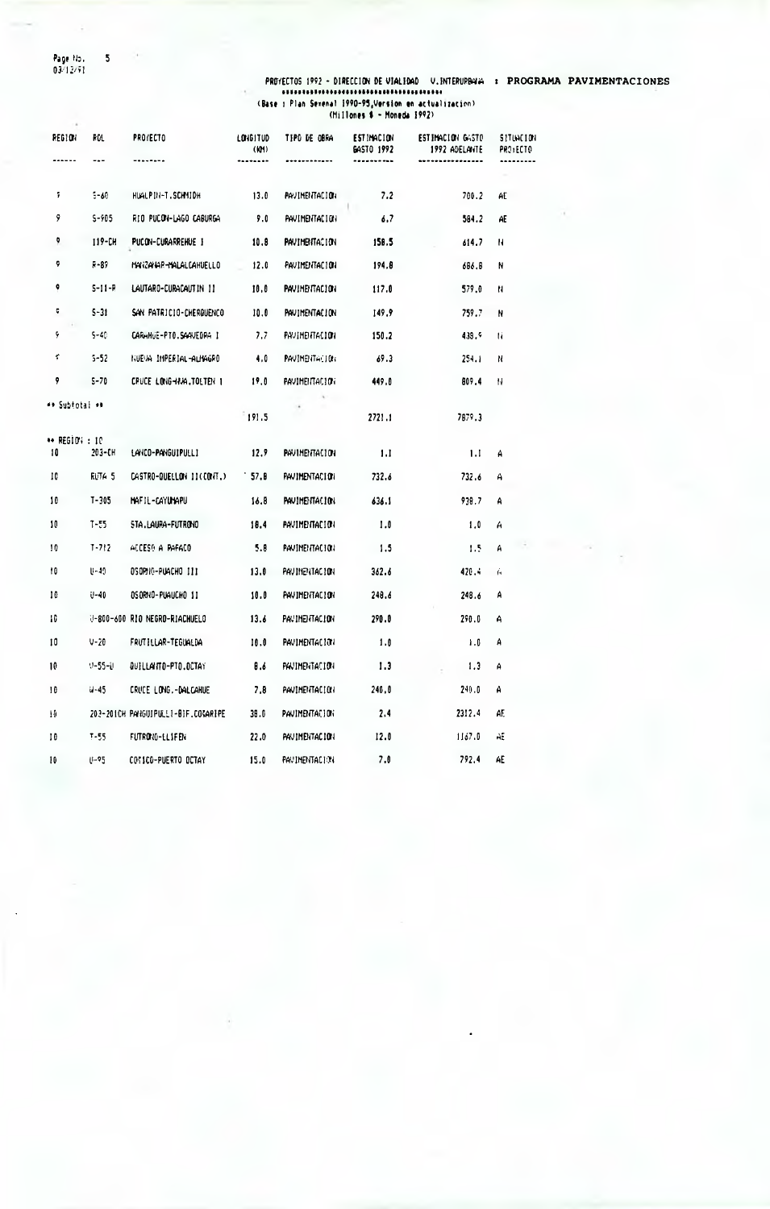PROYECTOS 1992 - DIRECCION DE VIALIDAD V.INTERURBANA : **PROGRAMA PAVIMENTACIONES**

(Base : Plan Sexenal 1990-95,Version en actualizacion)
(Millones $ - Moneda 1992)

| REGION | ROL | PROYECTO | LONGITUD (KM) | TIPO DE OBRA | ESTIMACION GASTO 1992 | ESTIMACION GASTO 1992 ADELANTE | SITUACION PROYECTO |
|---|---|---|---|---|---|---|---|
| 9 | S-60 | HUALPIN-T.SCHMIDH | 13.0 | PAVIMENTACION | 7.2 | 700.2 | AE |
| 9 | S-905 | RIO PUCON-LAGO CABURGA | 9.0 | PAVIMENTACION | 6.7 | 584.2 | AE |
| 9 | 119-CH | PUCON-CURARREHUE I | 10.8 | PAVIMENTACION | 158.5 | 614.7 | N |
| 9 | R-89 | MANZANAR-MALALCAHUELLO | 12.0 | PAVIMENTACION | 194.8 | 686.8 | N |
| 9 | S-11-R | LAUTARO-CURACAUTIN II | 10.0 | PAVIMENTACION | 117.0 | 579.0 | N |
| 9 | S-31 | SAN PATRICIO-CHERQUENCO | 10.0 | PAVIMENTACION | 149.9 | 759.7 | N |
| 9 | S-40 | CARAHUE-PTO.SAAVEDRA I | 7.7 | PAVIMENTACION | 150.2 | 438.9 | N |
| 9 | S-52 | NUEVA IMPERIAL-ALMAGRO | 4.0 | PAVIMENTACION | 69.3 | 254.1 | N |
| 9 | S-70 | CRUCE LONG-NVA.TOLTEN I | 19.0 | PAVIMENTACION | 449.0 | 809.4 | N |
| ** Subtotal ** | | | 191.5 | | 2721.1 | 7879.3 | |
| ** REGION : 10 | | | | | | | |
| 10 | 203-CH | LANCO-PANGUIPULLI | 12.9 | PAVIMENTACION | 1.1 | 1.1 | A |
| 10 | RUTA 5 | CASTRO-QUELLON II(CONT.) | 57.8 | PAVIMENTACION | 732.6 | 732.6 | A |
| 10 | T-305 | MAFIL-CAYUMAPU | 16.8 | PAVIMENTACION | 636.1 | 938.7 | A |
| 10 | T-55 | STA.LAURA-FUTRONO | 18.4 | PAVIMENTACION | 1.0 | 1.0 | A |
| 10 | T-712 | ACCESO A RAFACO | 5.8 | PAVIMENTACION | 1.5 | 1.5 | A |
| 10 | U-40 | OSORNO-PUAUCHO III | 13.0 | PAVIMENTACION | 362.6 | 420.4 | A |
| 10 | U-40 | OSORNO-PUAUCHO II | 10.0 | PAVIMENTACION | 248.6 | 248.6 | A |
| 10 | U-800-600 | RIO NEGRO-RIACHUELO | 13.6 | PAVIMENTACION | 290.0 | 290.0 | A |
| 10 | V-20 | FRUTILLAR-TEGUALDA | 10.0 | PAVIMENTACION | 1.0 | 1.0 | A |
| 10 | V-55-U | QUILLANTO-PTO.OCTAY | 8.6 | PAVIMENTACION | 1.3 | 1.3 | A |
| 10 | W-45 | CRUCE LONG.-DALCAHUE | 7.8 | PAVIMENTACION | 240.0 | 240.0 | A |
| 10 | 203-201CH | PANGUIPULLI-BIF.COÑARIPE | 38.0 | PAVIMENTACION | 2.4 | 2312.4 | AE |
| 10 | T-55 | FUTRONO-LLIFEN | 22.0 | PAVIMENTACION | 12.0 | 1167.0 | AE |
| 10 | U-95 | COSICO-PUERTO OCTAY | 15.0 | PAVIMENTACION | 7.0 | 792.4 | AE |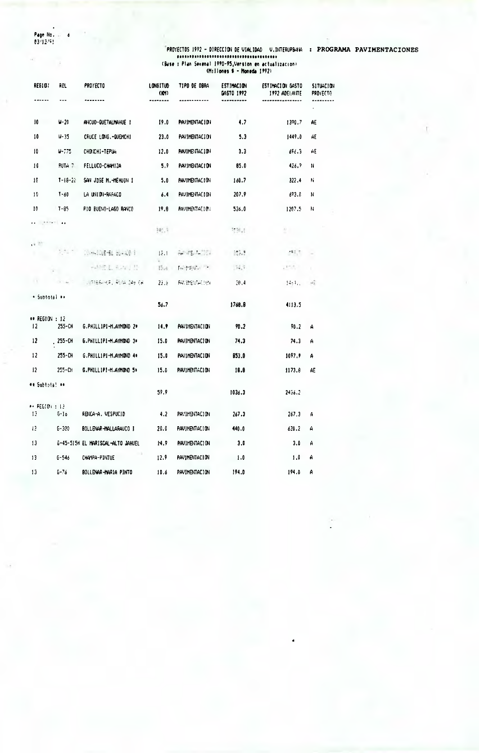PROYECTOS 1992 - DIRECCION DE VIALIDAD V.INTERUPB-VIA : PROGRAMA PAVIMENTACIONES

(Base : Plan Sexenal 1990-95,Version en actualizacion)
(Millones $ - Moneda 1992)

| REGION | ROL | PROYECTO | LONGITUD (KM) | TIPO DE OBRA | ESTIMACION GASTO 1992 | ESTIMACION GASTO 1992 ADELANTE | SITUACION PROYECTO |
|---|---|---|---|---|---|---|---|
| 10 | W-20 | ANCUD-QUETALMAHUE I | 19.0 | PAVIMENTACION | 4.7 | 1390.7 | AE |
| 10 | W-35 | CRUCE LONG.-QUEMCHI | 23.0 | PAVIMENTACION | 5.3 | 1449.0 | AE |
| 10 | W-775 | CHONCHI-TEPUA | 12.0 | PAVIMENTACION | 3.3 | 692.5 | AE |
| 10 | RUTA 7 | PELLUCO-CHAMIZA | 5.9 | PAVIMENTACION | 85.0 | 426.7 | N |
| 10 | T-18-20 | SAN JOSE M.-MEHUIN I | 5.0 | PAVIMENTACION | 160.7 | 322.4 | N |
| 10 | T-60 | LA UNION-RAPACO | 6.4 | PAVIMENTACION | 207.9 | 693.0 | N |
| 10 | T-85 | RIO BUENO-LAGO RANCO | 19.8 | PAVIMENTACION | 526.0 | 1207.5 | N |
| ** Subtotal ** | | | 56.7 | | 1768.8 | 4113.5 | |
| ** REGION : 12 | | | | | | | |
| 12 | 255-CH | G.PHILLIPI-M.AYMOND 2* | 14.9 | PAVIMENTACION | 90.2 | 90.2 | A |
| 12 | 255-CH | G.PHILLIPI-M.AYMOND 3* | 15.0 | PAVIMENTACION | 74.3 | 74.3 | A |
| 12 | 255-CH | G.PHILLIPI-M.AYMOND 4* | 15.0 | PAVIMENTACION | 853.0 | 1097.9 | A |
| 12 | 255-CH | G.PHILLIPI-M.AYMOND 5* | 15.0 | PAVIMENTACION | 18.8 | 1173.8 | AE |
| ** Subtotal ** | | | 59.9 | | 1036.3 | 2436.2 | |
| ** REGION : 13 | | | | | | | |
| 13 | G-16 | RENCA-A. VESPUCIO | 4.2 | PAVIMENTACION | 267.3 | 267.3 | A |
| 13 | G-380 | BOLLENAR-MALLARAUCO I | 20.0 | PAVIMENTACION | 440.0 | 620.2 | A |
| 13 | G-45-515H | EL MARISCAL-ALTO JAHUEL | 14.9 | PAVIMENTACION | 3.0 | 3.0 | A |
| 13 | G-546 | CHAMPA-PINTUE | 12.9 | PAVIMENTACION | 1.0 | 1.0 | A |
| 13 | G-76 | BOLLENAR-MARIA PINTO | 10.6 | PAVIMENTACION | 194.0 | 194.0 | A |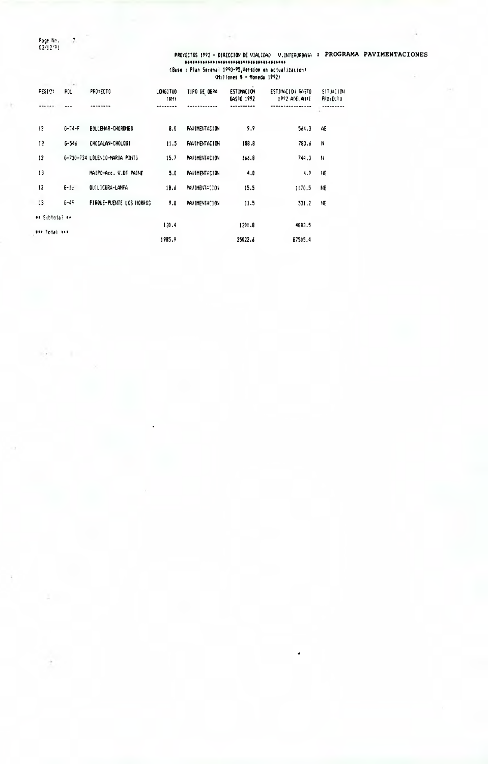PROYECTOS 1992 - DIRECCION DE VIALIDAD V.INTERURBANA : PROGRAMA PAVIMENTACIONES

(Base : Plan Sexenal 1990-95,Version en actualizacion)
(Millones $ - Moneda 1992)

| REGION | ROL | PROYECTO | LONGITUD (KM) | TIPO DE OBRA | ESTIMACION GASTO 1992 | ESTIMACION GASTO 1992 ADELANTE | SITUACION PROYECTO |
|---|---|---|---|---|---|---|---|
| 13 | G-74-F | BOLLENAR-CHOROMBO | 8.0 | PAVIMENTACION | 9.9 | 564.3 | AE |
| 13 | G-546 | CHOCALAN-CHOLQUI | 11.5 | PAVIMENTACION | 188.8 | 783.6 | N |
| 13 | G-730-734 | LOLENCO-MARIA PINTO | 15.7 | PAVIMENTACION | 166.8 | 744.3 | N |
| 13 | | MAIPO-Acc. V.DE PAINE | 5.0 | PAVIMENTACION | 4.0 | 4.0 | NE |
| 13 | G-16 | QUILICURA-LAMPA | 18.6 | PAVIMENTACION | 15.5 | 1170.5 | NE |
| 13 | G-45 | PIRQUE-PUENTE LOS MORROS | 9.0 | PAVIMENTACION | 11.5 | 531.2 | NE |
| ** Subtotal ** | | | 130.4 | | 1301.8 | 4883.5 | |
| *** Total *** | | | 1985.9 | | 25022.6 | 87505.4 | |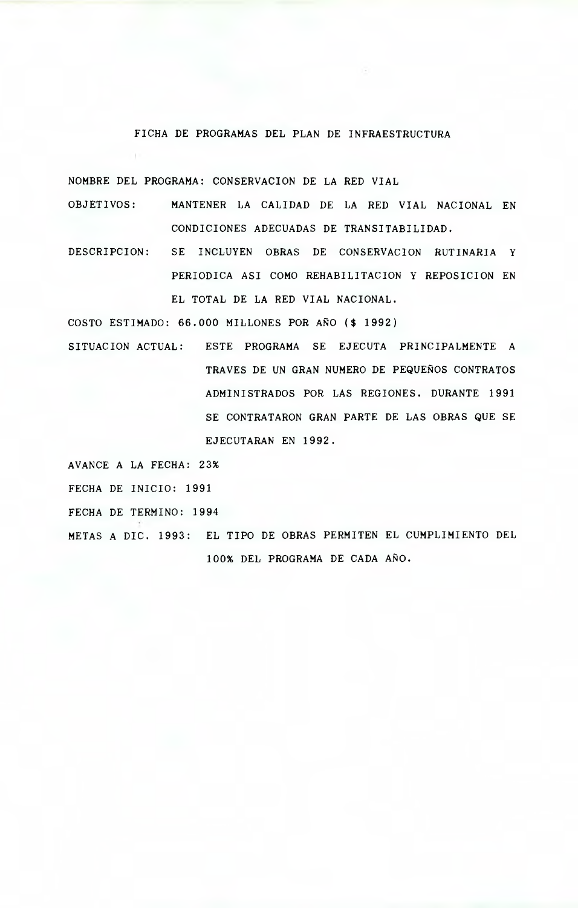## FICHA DE PROGRAMAS DEL PLAN DE INFRAESTRUCTURA

NOMBRE DEL PROGRAMA: CONSERVACION DE LA RED VIAL

OBJETIVOS: MANTENER LA CALIDAD DE LA RED VIAL NACIONAL EN CONDICIONES ADECUADAS DE TRANSITABILIDAD.

DESCRIPCION: SE INCLUYEN OBRAS DE CONSERVACION RUTINARIA Y PERIODICA ASI COMO REHABILITACION Y REPOSICION EN EL TOTAL DE LA RED VIAL NACIONAL.

COSTO ESTIMADO: 66.000 MILLONES POR AÑO ($ 1992)

SITUACION ACTUAL: ESTE PROGRAMA SE EJECUTA PRINCIPALMENTE A TRAVES DE UN GRAN NUMERO DE PEQUEÑOS CONTRATOS ADMINISTRADOS POR LAS REGIONES. DURANTE 1991 SE CONTRATARON GRAN PARTE DE LAS OBRAS QUE SE EJECUTARAN EN 1992.

AVANCE A LA FECHA: 23%

FECHA DE INICIO: 1991

FECHA DE TERMINO: 1994

METAS A DIC. 1993: EL TIPO DE OBRAS PERMITEN EL CUMPLIMIENTO DEL 100% DEL PROGRAMA DE CADA AÑO.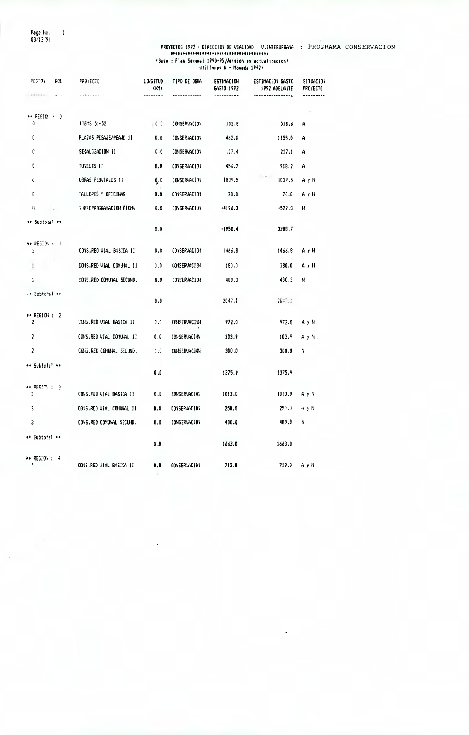Page No. 1
03/12/91

PROYECTOS 1992 - DIRECCION DE VIALIDAD V.INTERURBANA : PROGRAMA CONSERVACION

(Base : Plan Sexenal 1990-95,Version en actualizacion)
(Millones $ - Moneda 1992)

| REGION | ROL | PROYECTO | LONGITUD (KM) | TIPO DE OBRA | ESTIMACION GASTO 1992 | ESTIMACION GASTO 1992 ADELANTE | SITUACION PROYECTO |
|---|---|---|---|---|---|---|---|
| ** REGION : 0 | | | | | | | |
| 0 | | ITEMS 51-52 | 0.0 | CONSERVACION | 102.8 | 518.6 | A |
| 0 | | PLAZAS PESAJE/PEAJE II | 0.0 | CONSERVACION | 462.0 | 1155.0 | A |
| 0 | | SEÑALIZACION II | 0.0 | CONSERVACION | 107.4 | 217.1 | A |
| 0 | | TUNELES II | 0.0 | CONSERVACION | 456.2 | 918.2 | A |
| 0 | | OBRAS FLUVIALES II | 0.0 | CONSERVACION | 1039.5 | 1039.5 | A y N |
| 0 | | TALLERES Y OFICINAS | 0.0 | CONSERVACION | 70.0 | 70.0 | A y N |
| 0 | | SOBREPROGRAMACION PICHV | 0.0 | CONSERVACION | -4196.3 | -529.3 | N |
| ** Subtotal ** | | | 0.0 | | -1958.4 | 3388.7 | |
| ** REGION : 1 | | | | | | | |
| 1 | | CONS.RED VIAL BASICA II | 0.0 | CONSERVACION | 1466.8 | 1466.8 | A y N |
| 1 | | CONS.RED VIAL COMUNAL II | 0.0 | CONSERVACION | 180.0 | 180.0 | A y N |
| 1 | | CONS.RED COMUNAL SECUND. | 0.0 | CONSERVACION | 400.3 | 400.3 | N |
| ** Subtotal ** | | | 0.0 | | 2047.1 | 2047.1 | |
| ** REGION : 2 | | | | | | | |
| 2 | | CONS.RED VIAL BASICA II | 0.0 | CONSERVACION | 972.0 | 972.0 | A y N |
| 2 | | CONS.RED VIAL COMUNAL II | 0.0 | CONSERVACION | 103.9 | 103.9 | A y N |
| 2 | | CONS.RED COMUNAL SECUND. | 0.0 | CONSERVACION | 300.0 | 300.0 | N |
| ** Subtotal ** | | | 0.0 | | 1375.9 | 1375.9 | |
| ** REGION : 3 | | | | | | | |
| 3 | | CONS.RED VIAL BASICA II | 0.0 | CONSERVACION | 1013.0 | 1013.0 | A y N |
| 3 | | CONS.RED VIAL COMUNAL II | 0.0 | CONSERVACION | 250.0 | 250.0 | A y N |
| 3 | | CONS.RED COMUNAL SECUND. | 0.0 | CONSERVACION | 400.0 | 400.0 | N |
| ** Subtotal ** | | | 0.0 | | 1663.0 | 1663.0 | |
| ** REGION : 4 | | | | | | | |
| 4 | | CONS.RED VIAL BASICA II | 0.0 | CONSERVACION | 713.0 | 713.0 | A y N |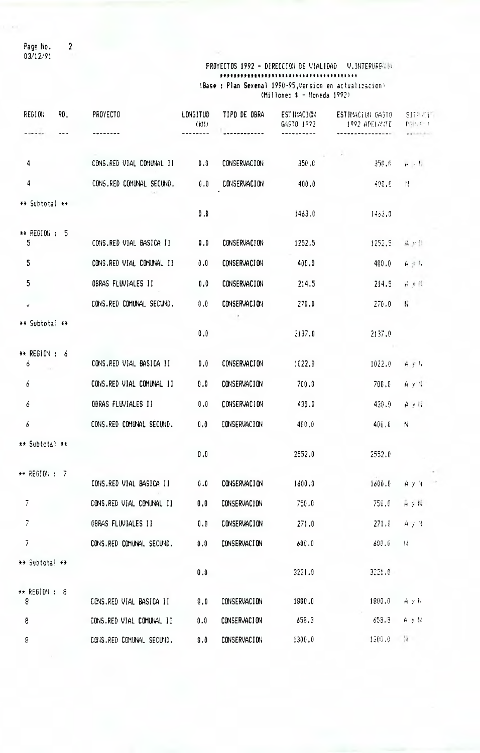PROYECTOS 1992 - DIRECCION DE VIALIDAD V.INTERURBANA

\*\*\*\*\*\*\*\*\*\*\*\*\*\*\*\*\*\*\*\*\*\*\*\*\*\*\*\*\*\*\*\*\*\*\*\*\*\*\*\*

(Base : Plan Sexenal 1990-95,Version en actualizacion)
(Millones $ - Moneda 1992)

| REGION | ROL | PROYECTO | LONGITUD (KM) | TIPO DE OBRA | ESTIMACION GASTO 1992 | ESTIMACION GASTO 1992 ADELANTE | SITUACION PRESUP. |
|---|---|---|---|---|---|---|---|
| 4 | | CONS.RED VIAL COMUNAL II | 0.0 | CONSERVACION | 350.0 | 350.0 | A y N |
| 4 | | CONS.RED COMUNAL SECUND. | 0.0 | CONSERVACION | 400.0 | 400.0 | N |
| ** Subtotal ** | | | 0.0 | | 1463.0 | 1463.0 | |
| ** REGION : 5 | | | | | | | |
| 5 | | CONS.RED VIAL BASICA II | 0.0 | CONSERVACION | 1252.5 | 1252.5 | A y N |
| 5 | | CONS.RED VIAL COMUNAL II | 0.0 | CONSERVACION | 400.0 | 400.0 | A y N |
| 5 | | OBRAS FLUVIALES II | 0.0 | CONSERVACION | 214.5 | 214.5 | A y N |
| 5 | | CONS.RED COMUNAL SECUND. | 0.0 | CONSERVACION | 270.0 | 270.0 | N |
| ** Subtotal ** | | | 0.0 | | 2137.0 | 2137.0 | |
| ** REGION : 6 | | | | | | | |
| 6 | | CONS.RED VIAL BASICA II | 0.0 | CONSERVACION | 1022.0 | 1022.0 | A y N |
| 6 | | CONS.RED VIAL COMUNAL II | 0.0 | CONSERVACION | 700.0 | 700.0 | A y N |
| 6 | | OBRAS FLUVIALES II | 0.0 | CONSERVACION | 430.0 | 430.0 | A y N |
| 6 | | CONS.RED COMUNAL SECUND. | 0.0 | CONSERVACION | 400.0 | 400.0 | N |
| ** Subtotal ** | | | 0.0 | | 2552.0 | 2552.0 | |
| ** REGION : 7 | | | | | | | |
| | | CONS.RED VIAL BASICA II | 0.0 | CONSERVACION | 1600.0 | 1600.0 | A y N |
| 7 | | CONS.RED VIAL COMUNAL II | 0.0 | CONSERVACION | 750.0 | 750.0 | A y N |
| 7 | | OBRAS FLUVIALES II | 0.0 | CONSERVACION | 271.0 | 271.0 | A y N |
| 7 | | CONS.RED COMUNAL SECUND. | 0.0 | CONSERVACION | 600.0 | 600.0 | N |
| ** Subtotal ** | | | 0.0 | | 3221.0 | 3221.0 | |
| ** REGION : 8 | | | | | | | |
| 8 | | CONS.RED VIAL BASICA II | 0.0 | CONSERVACION | 1800.0 | 1800.0 | A y N |
| 8 | | CONS.RED VIAL COMUNAL II | 0.0 | CONSERVACION | 658.3 | 658.3 | A y N |
| 8 | | CONS.RED COMUNAL SECUND. | 0.0 | CONSERVACION | 1300.0 | 1300.0 | N |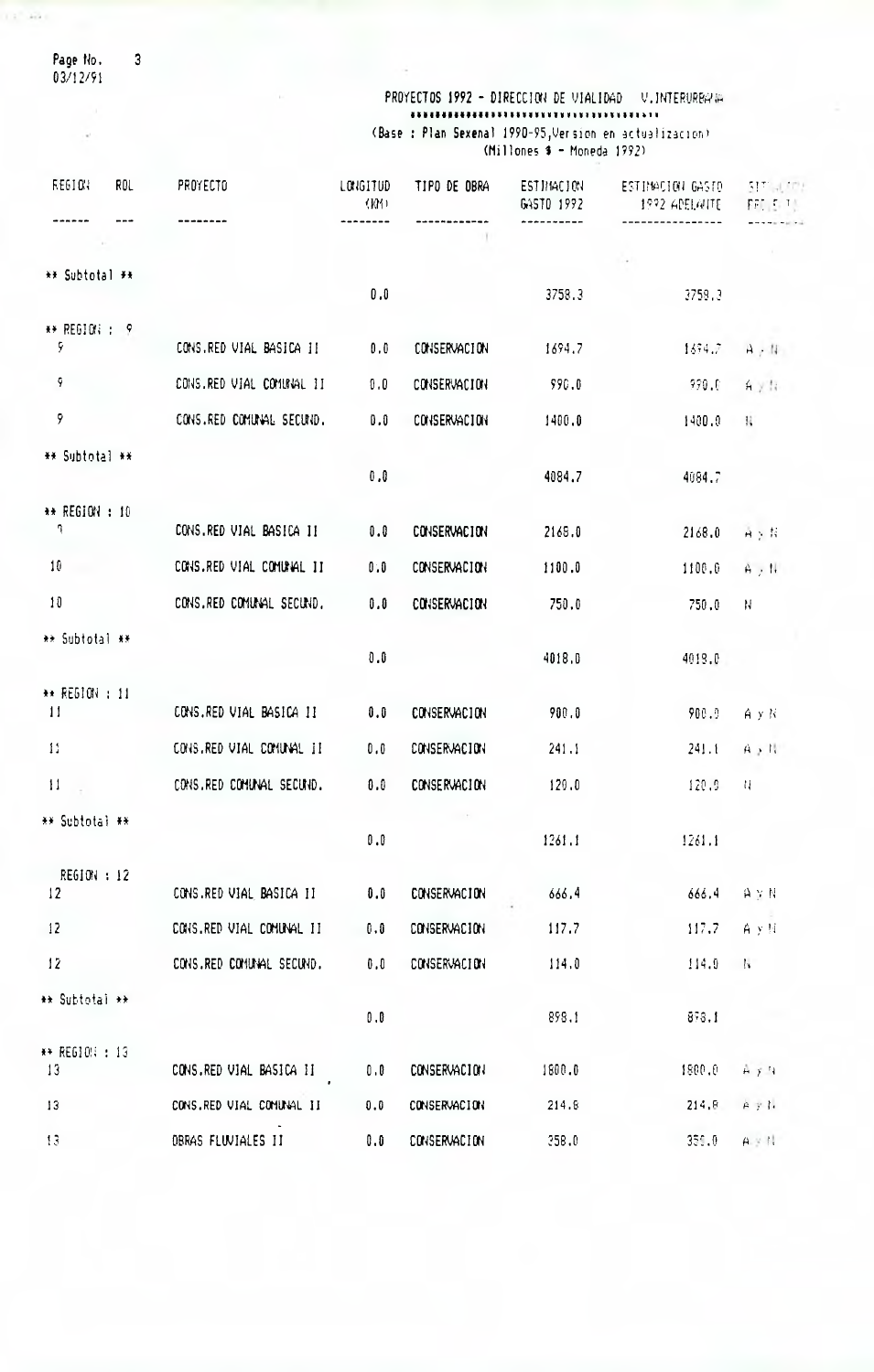PROYECTOS 1992 - DIRECCION DE VIALIDAD V.INTERURBANA

(Base : Plan Sexenal 1990-95,Version en actualizacion)
(Millones $ - Moneda 1992)

| REGION | ROL | PROYECTO | LONGITUD (KM) | TIPO DE OBRA | ESTIMACION GASTO 1992 | ESTIMACION GASTO 1992 ADELANTE | SITUACION PROYECTO |
|---|---|---|---|---|---|---|---|
| ** Subtotal ** | | | 0.0 | | 3758.3 | 3758.3 | |
| ** REGION : 9 | | | | | | | |
| 9 | | CONS.RED VIAL BASICA II | 0.0 | CONSERVACION | 1694.7 | 1694.7 | A y N |
| 9 | | CONS.RED VIAL COMUNAL II | 0.0 | CONSERVACION | 990.0 | 990.0 | A y N |
| 9 | | CONS.RED COMUNAL SECUND. | 0.0 | CONSERVACION | 1400.0 | 1400.0 | N |
| ** Subtotal ** | | | 0.0 | | 4084.7 | 4084.7 | |
| ** REGION : 10 | | | | | | | |
| 9 | | CONS.RED VIAL BASICA II | 0.0 | CONSERVACION | 2168.0 | 2168.0 | A y N |
| 10 | | CONS.RED VIAL COMUNAL II | 0.0 | CONSERVACION | 1100.0 | 1100.0 | A y N |
| 10 | | CONS.RED COMUNAL SECUND. | 0.0 | CONSERVACION | 750.0 | 750.0 | N |
| ** Subtotal ** | | | 0.0 | | 4018.0 | 4018.0 | |
| ** REGION : 11 | | | | | | | |
| 11 | | CONS.RED VIAL BASICA II | 0.0 | CONSERVACION | 900.0 | 900.0 | A y N |
| 11 | | CONS.RED VIAL COMUNAL II | 0.0 | CONSERVACION | 241.1 | 241.1 | A y N |
| 11 | | CONS.RED COMUNAL SECUND. | 0.0 | CONSERVACION | 120.0 | 120.0 | N |
| ** Subtotal ** | | | 0.0 | | 1261.1 | 1261.1 | |
| REGION : 12 | | | | | | | |
| 12 | | CONS.RED VIAL BASICA II | 0.0 | CONSERVACION | 666.4 | 666.4 | A y N |
| 12 | | CONS.RED VIAL COMUNAL II | 0.0 | CONSERVACION | 117.7 | 117.7 | A y N |
| 12 | | CONS.RED COMUNAL SECUND. | 0.0 | CONSERVACION | 114.0 | 114.0 | N |
| ** Subtotal ** | | | 0.0 | | 898.1 | 898.1 | |
| ** REGION : 13 | | | | | | | |
| 13 | | CONS.RED VIAL BASICA II | 0.0 | CONSERVACION | 1800.0 | 1800.0 | A y N |
| 13 | | CONS.RED VIAL COMUNAL II | 0.0 | CONSERVACION | 214.8 | 214.8 | A y N |
| 13 | | OBRAS FLUVIALES II | 0.0 | CONSERVACION | 358.0 | 358.0 | A y N |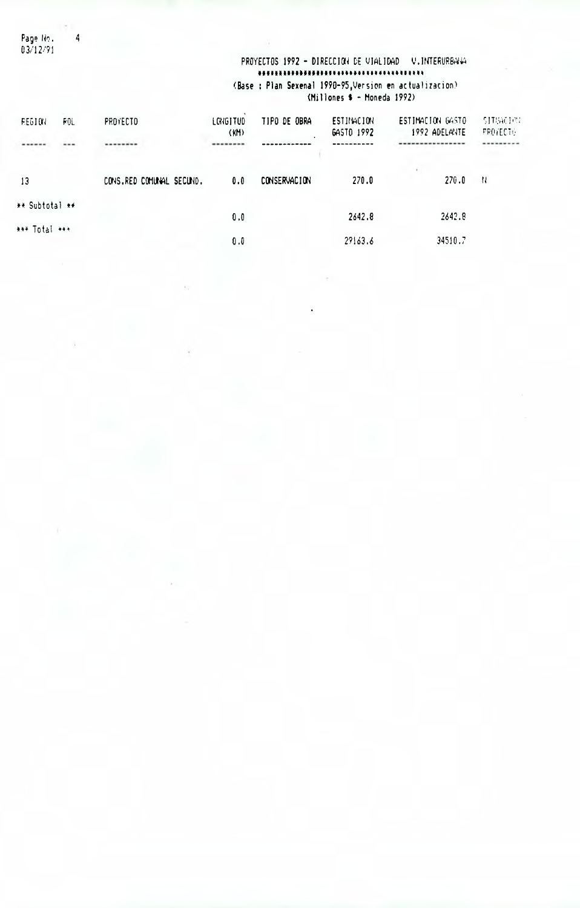PROYECTOS 1992 - DIRECCION DE VIALIDAD V.INTERURBANA
\*\*\*\*\*\*\*\*\*\*\*\*\*\*\*\*\*\*\*\*\*\*\*\*\*\*\*\*\*\*\*\*\*\*\*\*\*\*\*\*\*
(Base : Plan Sexenal 1990-95,Version en actualizacion)
(Millones $ - Moneda 1992)

| REGION | ROL | PROYECTO | LONGITUD (KM) | TIPO DE OBRA | ESTIMACION GASTO 1992 | ESTIMACION GASTO 1992 ADELANTE | SITUACION PROYECTO |
|---|---|---|---|---|---|---|---|
| 13 | | CONS.RED COMUNAL SECUND. | 0.0 | CONSERVACION | 270.0 | 270.0 | N |
| ** Subtotal ** | | | 0.0 | | 2642.8 | 2642.8 | |
| *** Total *** | | | 0.0 | | 29163.6 | 34510.7 | |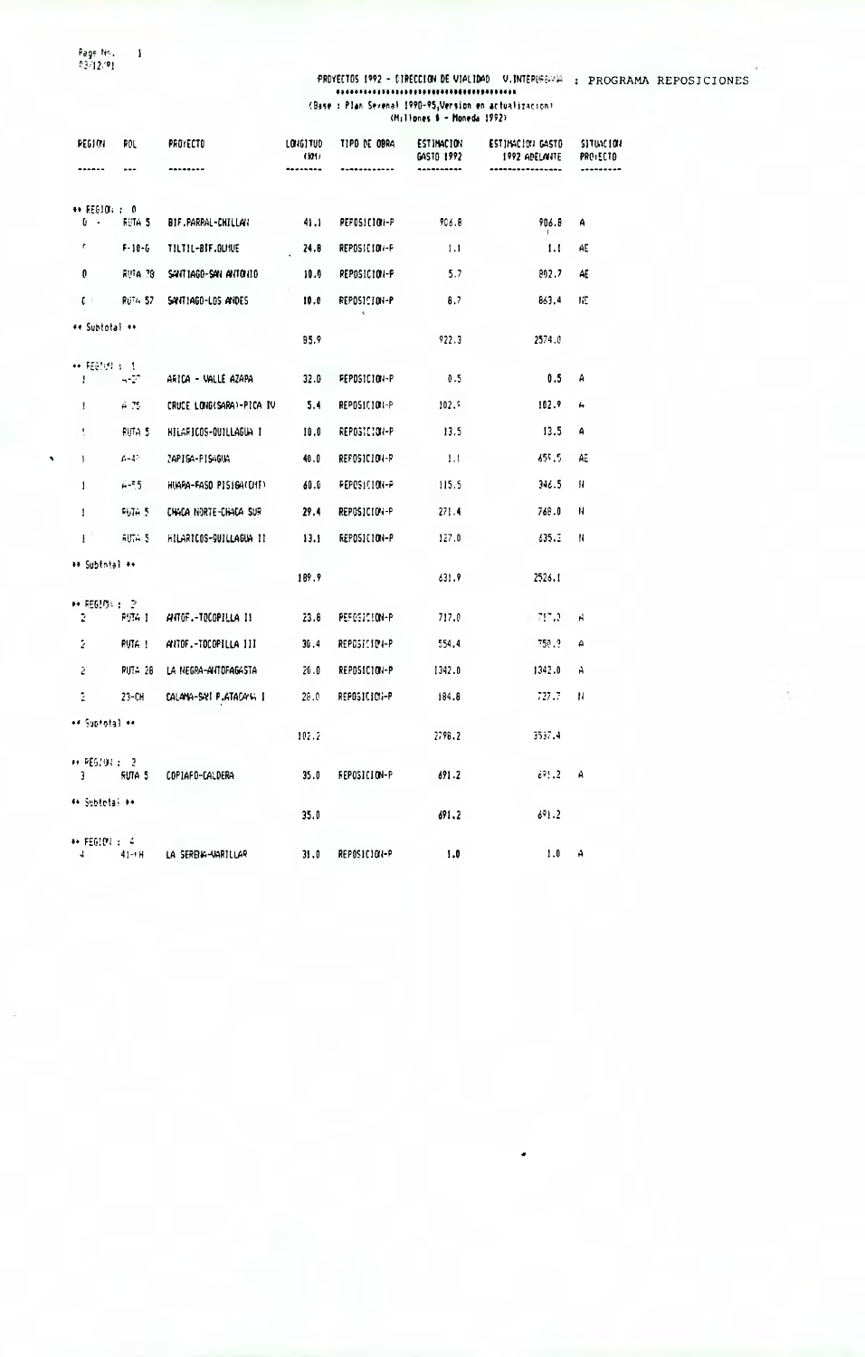PROYECTOS 1992 - DIRECCION DE VIALIDAD V.INTERREGIONAL : PROGRAMA REPOSICIONES

(Base : Plan Sexenal 1990-95,Version en actualizacion)
(Millones $ - Moneda 1992)

| REGION | ROL | PROYECTO | LONGITUD (KM) | TIPO DE OBRA | ESTIMACION GASTO 1992 | ESTIMACION GASTO 1992 ADELANTE | SITUACION PROYECTO |
|---|---|---|---|---|---|---|---|
| ** REGION : 0 | | | | | | | |
| 0 | RUTA 5 | BIF.PARRAL-CHILLAN | 41.1 | REPOSICION-P | 906.8 | 906.8 | A |
| 0 | F-10-G | TILTIL-BIF.OLMUE | 24.8 | REPOSICION-P | 1.1 | 1.1 | AE |
| 0 | RUTA 78 | SANTIAGO-SAN ANTONIO | 10.0 | REPOSICION-P | 5.7 | 802.7 | AE |
| 0 | RUTA 57 | SANTIAGO-LOS ANDES | 10.0 | REPOSICION-P | 8.7 | 863.4 | NE |
| ** Subtotal ** | | | 85.9 | | 922.3 | 2574.0 | |
| ** REGION : 1 | | | | | | | |
| 1 | A-27 | ARICA - VALLE AZAPA | 32.0 | REPOSICION-P | 0.5 | 0.5 | A |
| 1 | A 75 | CRUCE LONG(SARA)-PICA IV | 5.4 | REPOSICION-P | 102.9 | 102.9 | A |
| 1 | RUTA 5 | HILARICOS-QUILLAGUA I | 10.0 | REPOSICION-P | 13.5 | 13.5 | A |
| 1 | A-40 | ZAPIGA-PISAGUA | 40.0 | REPOSICION-P | 1.1 | 659.5 | AE |
| 1 | A-55 | HUARA-PASO PISIGA(CHT) | 60.0 | REPOSICION-P | 115.5 | 346.5 | N |
| 1 | RUTA 5 | CHACA NORTE-CHACA SUR | 29.4 | REPOSICION-P | 271.4 | 768.0 | N |
| 1 | RUTA 5 | HILARICOS-QUILLAGUA II | 13.1 | REPOSICION-P | 127.0 | 635.2 | N |
| ** Subtotal ** | | | 189.9 | | 631.9 | 2526.1 | |
| ** REGION : 2 | | | | | | | |
| 2 | RUTA 1 | ANTOF.-TOCOPILLA II | 23.8 | REPOSICION-P | 717.0 | 717.0 | A |
| 2 | RUTA 1 | ANTOF.-TOCOPILLA III | 30.4 | REPOSICION-P | 554.4 | 750.9 | A |
| 2 | RUTA 26 | LA NEGRA-ANTOFAGASTA | 20.0 | REPOSICION-P | 1342.0 | 1342.0 | A |
| 2 | 23-CH | CALAMA-SAN P.ATACAMA I | 28.0 | REPOSICION-P | 184.8 | 727.7 | N |
| ** Subtotal ** | | | 102.2 | | 2798.2 | 3537.4 | |
| ** REGION : 3 | | | | | | | |
| 3 | RUTA 5 | COPIAPO-CALDERA | 35.0 | REPOSICION-P | 691.2 | 691.2 | A |
| ** Subtotal ** | | | 35.0 | | 691.2 | 691.2 | |
| ** REGION : 4 | | | | | | | |
| 4 | 41-CH | LA SERENA-VARILLAR | 31.0 | REPOSICION-P | 1.0 | 1.0 | A |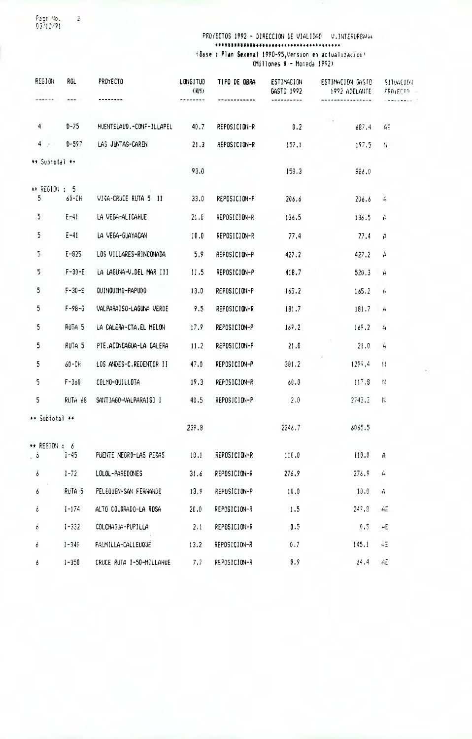PROYECTOS 1992 - DIRECCION DE VIALIDAD V.INTERURBANA
*************************************

(Base : Plan Sexenal 1990-95,Version en actualizacion)
(Millones $ - Moneda 1992)

| REGION | ROL | PROYECTO | LONGITUD (KM) | TIPO DE OBRA | ESTIMACION GASTO 1992 | ESTIMACION GASTO 1992 ADELANTE | SITUACION PROYECTO |
|---|---|---|---|---|---|---|---|
| 4 | D-75 | HUENTELAUQ.-CONF-ILLAPEL | 40.7 | REPOSICION-R | 0.2 | 687.4 | AE |
| 4 | D-597 | LAS JUNTAS-CAREN | 21.3 | REPOSICION-R | 157.1 | 197.5 | N |
| ** Subtotal ** | | | 93.0 | | 158.3 | 886.0 | |
| ** REGION : 5 | | | | | | | |
| 5 | 60-CH | VISA-CRUCE RUTA 5 II | 33.0 | REPOSICION-P | 206.6 | 206.6 | A |
| 5 | E-41 | LA VEGA-ALICAHUE | 21.0 | REPOSICION-R | 136.5 | 136.5 | A |
| 5 | E-41 | LA VEGA-GUAYACAN | 10.0 | REPOSICION-R | 77.4 | 77.4 | A |
| 5 | E-825 | LOS VILLARES-RINCONADA | 5.9 | REPOSICION-P | 427.2 | 427.2 | A |
| 5 | F-30-E | LA LAGUNA-V.DEL MAR III | 11.5 | REPOSICION-P | 418.7 | 520.3 | A |
| 5 | F-30-E | QUINQUIMO-PAPUDO | 13.0 | REPOSICION-P | 165.2 | 165.2 | A |
| 5 | F-98-G | VALPARAISO-LAGUNA VERDE | 9.5 | REPOSICION-R | 181.7 | 181.7 | A |
| 5 | RUTA 5 | LA CALERA-CTA.EL MELON | 17.9 | REPOSICION-P | 169.2 | 169.2 | A |
| 5 | RUTA 5 | PTE.ACONCAGUA-LA CALERA | 11.2 | REPOSICION-P | 21.0 | 21.0 | A |
| 5 | 60-CH | LOS ANDES-C.REDENTOR II | 47.0 | REPOSICION-P | 381.2 | 1299.4 | N |
| 5 | F-360 | COLMO-QUILLOTA | 19.3 | REPOSICION-R | 60.0 | 117.8 | N |
| 5 | RUTA 68 | SANTIAGO-VALPARAISO I | 40.5 | REPOSICION-P | 2.0 | 2743.2 | N |
| ** Subtotal ** | | | 239.8 | | 2246.7 | 6065.5 | |
| ** REGION : 6 | | | | | | | |
| 6 | I-45 | PUENTE NEGRO-LAS PESAS | 10.1 | REPOSICION-R | 110.0 | 110.0 | A |
| 6 | I-72 | LOLOL-PAREDONES | 31.6 | REPOSICION-R | 276.9 | 276.9 | A |
| 6 | RUTA 5 | PELEQUEN-SAN FERNANDO | 13.9 | REPOSICION-P | 10.0 | 10.0 | A |
| 6 | I-174 | ALTO COLORADO-LA ROSA | 20.0 | REPOSICION-R | 1.5 | 249.8 | AE |
| 6 | I-332 | COLCHAGUA-PUPILLA | 2.1 | REPOSICION-R | 0.5 | 0.5 | AE |
| 6 | I-340 | PALMILLA-CALLEUQUE | 13.2 | REPOSICION-R | 0.7 | 145.1 | AE |
| 6 | I-350 | CRUCE RUTA I-50-MILLAHUE | 7.7 | REPOSICION-R | 0.9 | 64.4 | AE |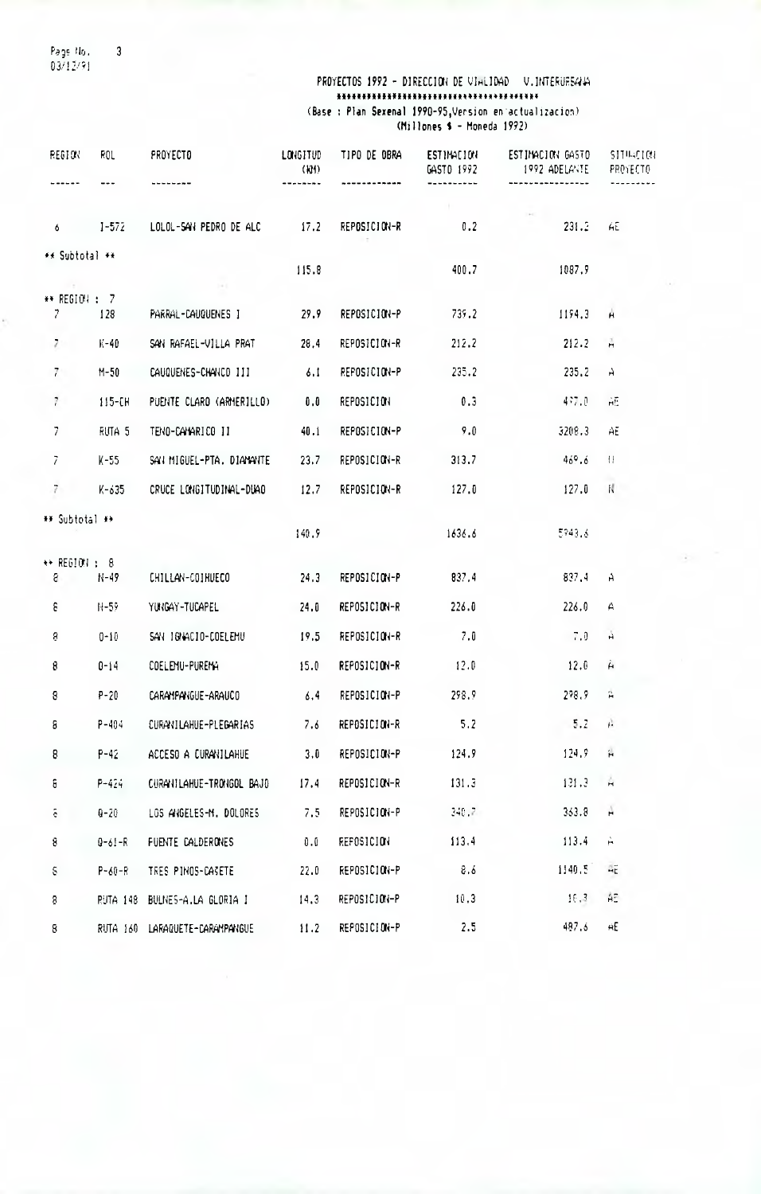PROYECTOS 1992 - DIRECCION DE VIALIDAD V.INTERURBANA

\*\*\*\*\*\*\*\*\*\*\*\*\*\*\*\*\*\*\*\*\*\*\*\*\*\*\*\*\*\*\*\*\*\*\*\*\*\*

(Base : Plan Sexenal 1990-95,Version en actualizacion)
(Millones $ - Moneda 1992)

| REGION | ROL | PROYECTO | LONGITUD (KM) | TIPO DE OBRA | ESTIMACION GASTO 1992 | ESTIMACION GASTO 1992 ADELANTE | SITUACION PROYECTO |
|---|---|---|---|---|---|---|---|
| 6 | I-572 | LOLOL-SAN PEDRO DE ALC | 17.2 | REPOSICION-R | 0.2 | 231.2 | AE |
| ** Subtotal ** | | | 115.8 | | 400.7 | 1087.9 | |
| ** REGION : 7 | | | | | | | |
| 7 | 128 | PARRAL-CAUQUENES I | 29.9 | REPOSICION-P | 739.2 | 1194.3 | A |
| 7 | K-40 | SAN RAFAEL-VILLA PRAT | 28.4 | REPOSICION-R | 212.2 | 212.2 | A |
| 7 | M-50 | CAUQUENES-CHANCO III | 6.1 | REPOSICION-P | 235.2 | 235.2 | A |
| 7 | 115-CH | PUENTE CLARO (ARMERILLO) | 0.0 | REPOSICION | 0.3 | 437.0 | AE |
| 7 | RUTA 5 | TENO-CAMARICO II | 40.1 | REPOSICION-P | 9.0 | 3208.3 | AE |
| 7 | K-55 | SAN MIGUEL-PTA. DIAMANTE | 23.7 | REPOSICION-R | 313.7 | 469.6 | N |
| 7 | K-635 | CRUCE LONGITUDINAL-DUAO | 12.7 | REPOSICION-R | 127.0 | 127.0 | N |
| ** Subtotal ** | | | 140.9 | | 1636.6 | 5943.6 | |
| ** REGION : 8 | | | | | | | |
| 8 | N-49 | CHILLAN-COIHUECO | 24.3 | REPOSICION-P | 837.4 | 837.4 | A |
| 8 | N-59 | YUNGAY-TUCAPEL | 24.0 | REPOSICION-R | 226.0 | 226.0 | A |
| 8 | O-10 | SAN IGNACIO-COELEMU | 19.5 | REPOSICION-R | 7.0 | 7.0 | A |
| 8 | O-14 | COELEMU-PUREMA | 15.0 | REPOSICION-R | 12.0 | 12.0 | A |
| 8 | P-20 | CARAMPANGUE-ARAUCO | 6.4 | REPOSICION-P | 298.9 | 298.9 | A |
| 8 | P-404 | CURANILAHUE-PLEGARIAS | 7.6 | REPOSICION-R | 5.2 | 5.2 | A |
| 8 | P-42 | ACCESO A CURANILAHUE | 3.0 | REPOSICION-P | 124.9 | 124.9 | A |
| 8 | P-424 | CURANILAHUE-TRONGOL BAJO | 17.4 | REPOSICION-R | 131.3 | 131.3 | A |
| 8 | Q-20 | LOS ANGELES-M. DOLORES | 7.5 | REPOSICION-P | 340.7 | 363.8 | A |
| 8 | Q-61-R | PUENTE CALDERONES | 0.0 | REPOSICION | 113.4 | 113.4 | A |
| 8 | P-60-R | TRES PINOS-CAÑETE | 22.0 | REPOSICION-P | 8.6 | 1140.5 | AE |
| 8 | RUTA 148 | BULNES-A.LA GLORIA I | 14.3 | REPOSICION-P | 10.3 | 10.3 | AE |
| 8 | RUTA 160 | LARAQUETE-CARAMPANGUE | 11.2 | REPOSICION-P | 2.5 | 487.6 | AE |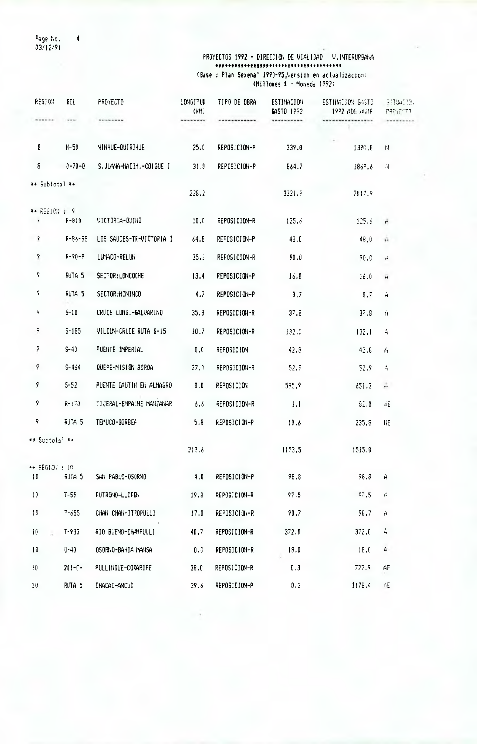PROYECTOS 1992 - DIRECCION DE VIALIDAD V.INTERURBANA
**************************************
(Base : Plan Sexenal 1990-95,Version en actualizacion)
(Millones $ - Moneda 1992)

| REGION | ROL | PROYECTO | LONGITUD (KM) | TIPO DE OBRA | ESTIMACION GASTO 1992 | ESTIMACION GASTO 1992 ADELANTE | SITUACION PROYECTO |
|---|---|---|---|---|---|---|---|
| 8 | N-50 | NINHUE-QUIRIHUE | 25.0 | REPOSICION-P | 339.0 | 1390.0 | N |
| 8 | O-70-O | S.JUANA-NACIM.-COIGUE I | 31.0 | REPOSICION-P | 864.7 | 1869.6 | N |
| ** Subtotal ** | | | 228.2 | | 3321.9 | 7017.9 | |
| ** REGION : 9 | | | | | | | |
| 9 | R-810 | VICTORIA-QUINO | 10.0 | REPOSICION-R | 125.6 | 125.6 | A |
| 9 | R-86-88 | LOS SAUCES-TR-VICTORIA I | 64.8 | REPOSICION-P | 48.0 | 48.0 | A |
| 9 | R-90-P | LUMACO-RELUN | 35.3 | REPOSICION-R | 90.0 | 90.0 | A |
| 9 | RUTA 5 | SECTOR:LONCOCHE | 13.4 | REPOSICION-P | 16.0 | 16.0 | A |
| 9 | RUTA 5 | SECTOR:MININCO | 4.7 | REPOSICION-P | 0.7 | 0.7 | A |
| 9 | S-10 | CRUCE LONG.-GALVARINO | 35.3 | REPOSICION-R | 37.8 | 37.8 | A |
| 9 | S-185 | VILCUN-CRUCE RUTA S-15 | 10.7 | REPOSICION-R | 132.1 | 132.1 | A |
| 9 | S-40 | PUENTE IMPERIAL | 0.0 | REPOSICION | 42.8 | 42.8 | A |
| 9 | S-464 | QUEPE-MISION BOROA | 27.0 | REPOSICION-R | 52.9 | 52.9 | A |
| 9 | S-52 | PUENTE CAUTIN EN ALMAGRO | 0.0 | REPOSICION | 595.9 | 651.3 | A |
| 9 | R-170 | TIJERAL-EMPALME MANZANAR | 6.6 | REPOSICION-R | 1.1 | 82.0 | AE |
| 9 | RUTA 5 | TEMUCO-GORBEA | 5.8 | REPOSICION-P | 10.6 | 235.8 | NE |
| ** Subtotal ** | | | 213.6 | | 1153.5 | 1515.0 | |
| ** REGION : 10 | | | | | | | |
| 10 | RUTA 5 | SAN PABLO-OSORNO | 4.0 | REPOSICION-P | 96.8 | 96.8 | A |
| 10 | T-55 | FUTRONO-LLIFEN | 19.8 | REPOSICION-R | 97.5 | 97.5 | A |
| 10 | T-685 | CHAN CHAN-ITROPULLI | 17.0 | REPOSICION-R | 90.7 | 90.7 | A |
| 10 | T-933 | RIO BUENO-CHAMPULLI | 40.7 | REPOSICION-R | 372.0 | 372.0 | A |
| 10 | U-40 | OSORNO-BAHIA MANSA | 0.0 | REPOSICION-R | 18.0 | 18.0 | A |
| 10 | 201-CH | PULLINQUE-COÑARIPE | 38.0 | REPOSICION-R | 0.3 | 727.9 | AE |
| 10 | RUTA 5 | CHACAO-ANCUD | 29.6 | REPOSICION-P | 0.3 | 1178.4 | AE |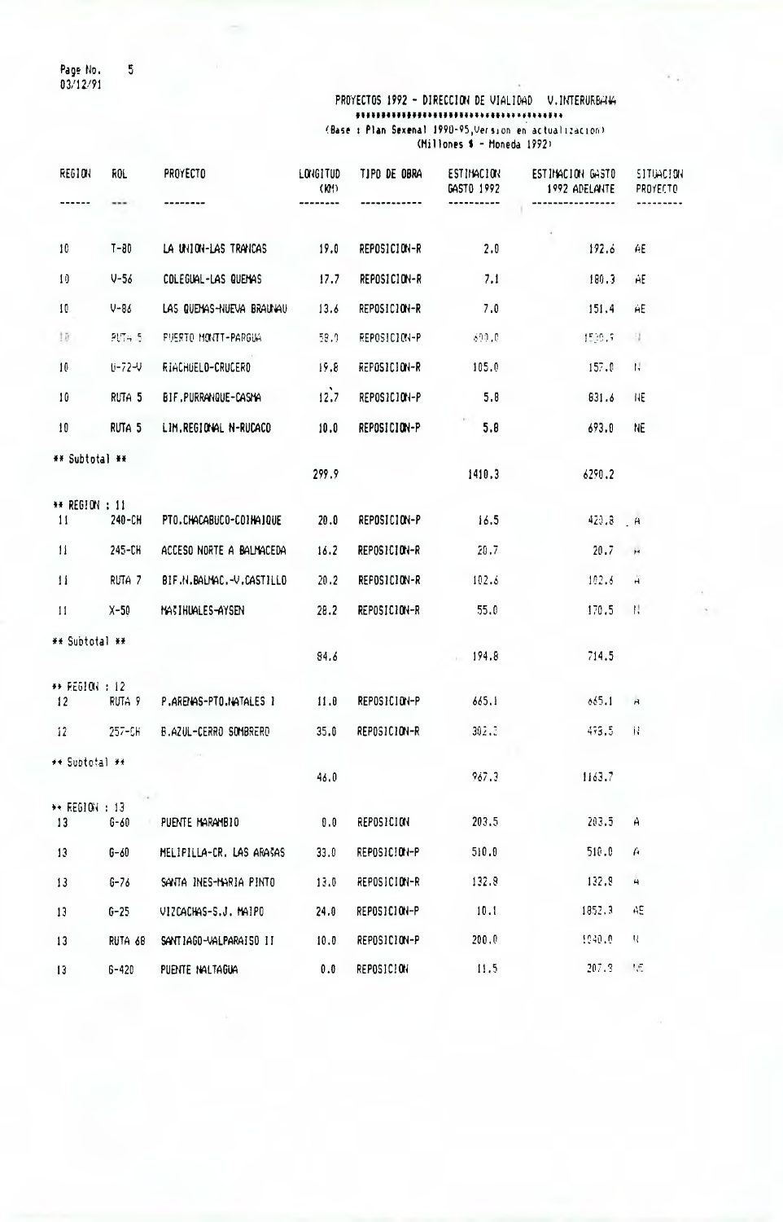## PROYECTOS 1992 - DIRECCION DE VIALIDAD V.INTERURBANA

(Base : Plan Sexenal 1990-95,Version en actualizacion)
(Millones $ - Moneda 1992)

| REGION | ROL | PROYECTO | LONGITUD (KM) | TIPO DE OBRA | ESTIMACION GASTO 1992 | ESTIMACION GASTO 1992 ADELANTE | SITUACION PROYECTO |
|---|---|---|---|---|---|---|---|
| 10 | T-80 | LA UNION-LAS TRANCAS | 19.0 | REPOSICION-R | 2.0 | 192.6 | AE |
| 10 | V-56 | COLEGUAL-LAS QUEMAS | 17.7 | REPOSICION-R | 7.1 | 180.3 | AE |
| 10 | V-86 | LAS QUEMAS-NUEVA BRAUNAU | 13.6 | REPOSICION-R | 7.0 | 151.4 | AE |
| 10 | RUTA 5 | PUERTO MONTT-PARGUA | 58.0 | REPOSICION-P | 600.0 | 1530.5 | N |
| 10 | U-72-V | RIACHUELO-CRUCERO | 19.8 | REPOSICION-R | 105.0 | 157.0 | N |
| 10 | RUTA 5 | BIF.PURRANQUE-CASMA | 12.7 | REPOSICION-P | 5.8 | 631.6 | NE |
| 10 | RUTA 5 | LIM.REGIONAL N-RUCACO | 10.0 | REPOSICION-P | 5.8 | 693.0 | NE |
| ** Subtotal ** | | | 299.9 | | 1410.3 | 6290.2 | |
| ** REGION : 11 | | | | | | | |
| 11 | 240-CH | PTO.CHACABUCO-COIHAIQUE | 20.0 | REPOSICION-P | 16.5 | 423.8 | A |
| 11 | 245-CH | ACCESO NORTE A BALMACEDA | 16.2 | REPOSICION-R | 20.7 | 20.7 | A |
| 11 | RUTA 7 | BIF.N.BALMAC.-V.CASTILLO | 20.2 | REPOSICION-R | 102.6 | 102.6 | A |
| 11 | X-50 | MAÑIHUALES-AYSEN | 28.2 | REPOSICION-R | 55.0 | 170.5 | N |
| ** Subtotal ** | | | 84.6 | | 194.8 | 714.5 | |
| ** REGION : 12 | | | | | | | |
| 12 | RUTA 9 | P.ARENAS-PTO.NATALES I | 11.0 | REPOSICION-P | 665.1 | 665.1 | A |
| 12 | 257-CH | B.AZUL-CERRO SOMBRERO | 35.0 | REPOSICION-R | 302.2 | 498.5 | N |
| ** Subtotal ** | | | 46.0 | | 967.3 | 1163.7 | |
| ** REGION : 13 | | | | | | | |
| 13 | G-60 | PUENTE MARAMBIO | 0.0 | REPOSICION | 203.5 | 203.5 | A |
| 13 | G-60 | MELIPILLA-CR. LAS ARAÑAS | 33.0 | REPOSICION-P | 510.0 | 510.0 | A |
| 13 | G-76 | SANTA INES-MARIA PINTO | 13.0 | REPOSICION-R | 132.9 | 132.9 | A |
| 13 | G-25 | VIZCACHAS-S.J. MAIPO | 24.0 | REPOSICION-P | 10.1 | 1852.3 | AE |
| 13 | RUTA 68 | SANTIAGO-VALPARAISO II | 10.0 | REPOSICION-P | 200.0 | 1040.0 | N |
| 13 | G-420 | PUENTE NALTAGUA | 0.0 | REPOSICION | 11.5 | 207.9 | NE |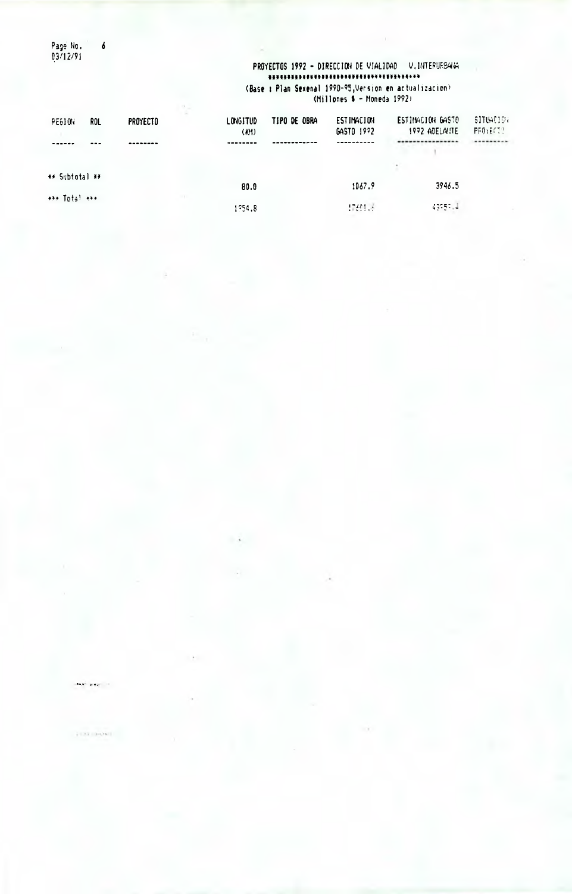PROYECTOS 1992 - DIRECCION DE VIALIDAD V.INTERURBANA
***************************************

(Base : Plan Sexenal 1990-95,Version en actualizacion)
(Millones $ - Moneda 1992)

| REGION | ROL | PROYECTO | LONGITUD (KM) | TIPO DE OBRA | ESTIMACION GASTO 1992 | ESTIMACION GASTO 1992 ADELANTE | SITUACION PROYECTO |
|---|---|---|---|---|---|---|---|
| ** Subtotal ** | | | 80.0 | | 1067.9 | 3946.5 | |
| *** Total *** | | | 1954.8 | | 17601.? | 43557.4 | |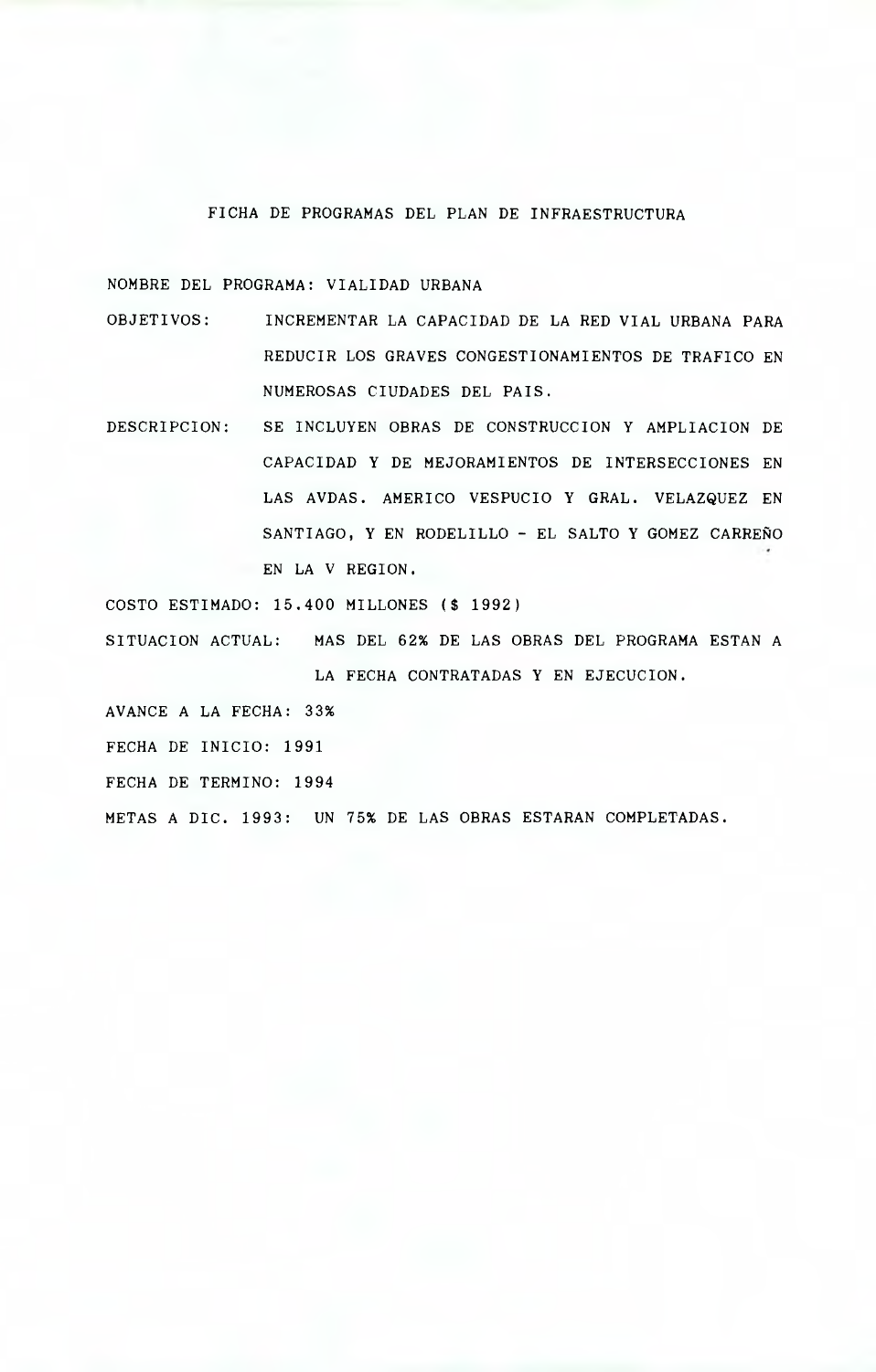## FICHA DE PROGRAMAS DEL PLAN DE INFRAESTRUCTURA

NOMBRE DEL PROGRAMA: VIALIDAD URBANA

OBJETIVOS: INCREMENTAR LA CAPACIDAD DE LA RED VIAL URBANA PARA REDUCIR LOS GRAVES CONGESTIONAMIENTOS DE TRAFICO EN NUMEROSAS CIUDADES DEL PAIS.

DESCRIPCION: SE INCLUYEN OBRAS DE CONSTRUCCION Y AMPLIACION DE CAPACIDAD Y DE MEJORAMIENTOS DE INTERSECCIONES EN LAS AVDAS. AMERICO VESPUCIO Y GRAL. VELAZQUEZ EN SANTIAGO, Y EN RODELILLO - EL SALTO Y GOMEZ CARREÑO EN LA V REGION.

COSTO ESTIMADO: 15.400 MILLONES ($ 1992)

SITUACION ACTUAL: MAS DEL 62% DE LAS OBRAS DEL PROGRAMA ESTAN A LA FECHA CONTRATADAS Y EN EJECUCION.

AVANCE A LA FECHA: 33%

FECHA DE INICIO: 1991

FECHA DE TERMINO: 1994

METAS A DIC. 1993: UN 75% DE LAS OBRAS ESTARAN COMPLETADAS.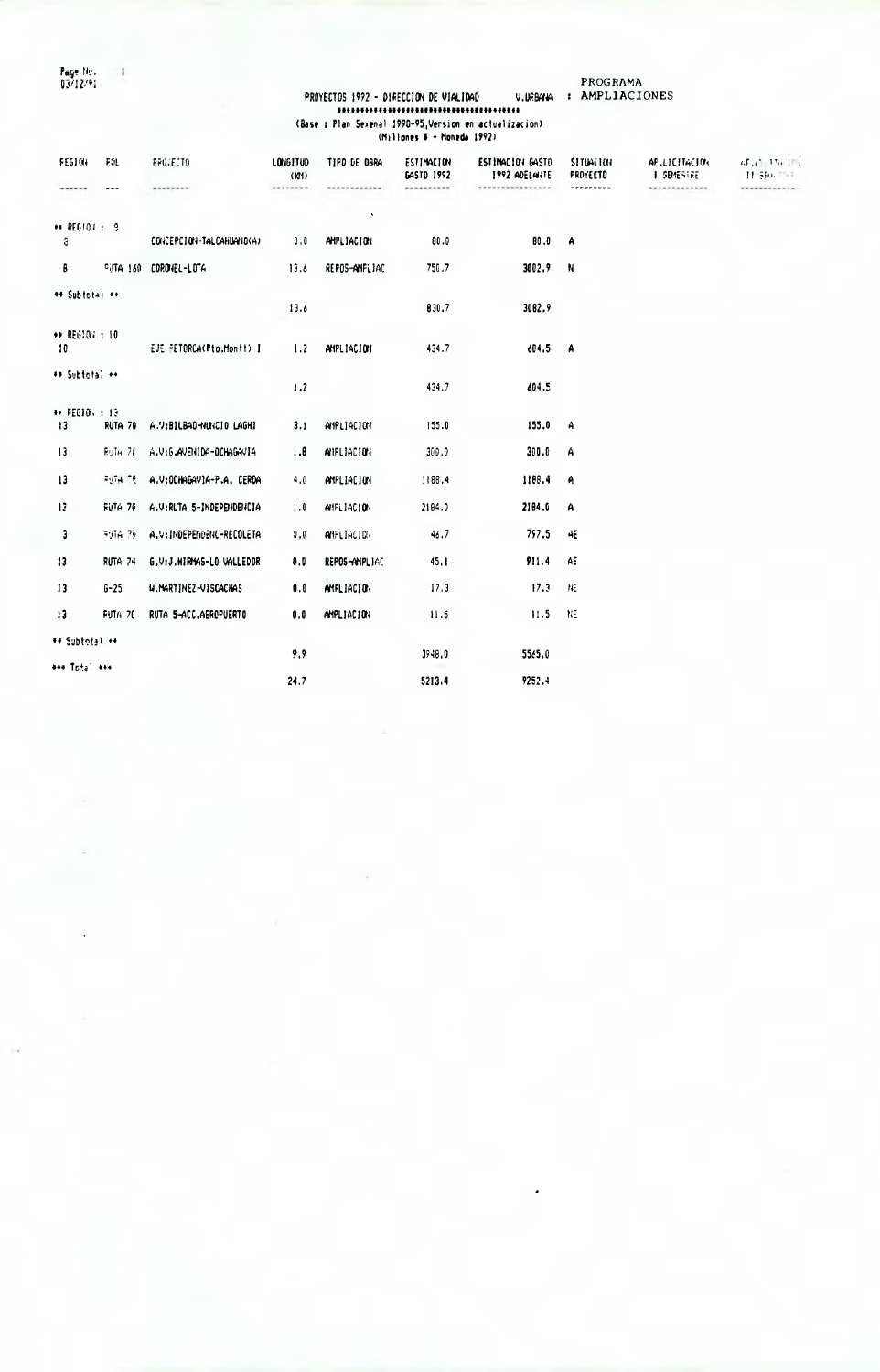PROGRAMA : AMPLIACIONES

## PROYECTOS 1992 - DIRECCION DE VIALIDAD V.URBANA

(Base : Plan Sexenal 1990-95,Version en actualizacion)
(Millones $ - Moneda 1992)

| REGION | ROL | PROYECTO | LONGITUD (KM) | TIPO DE OBRA | ESTIMACION GASTO 1992 | ESTIMACION GASTO 1992 ADELANTE | SITUACION PROYECTO | AP.LICITACION I SEMESTRE | AP.LICITACION II SEMESTRE |
|---|---|---|---|---|---|---|---|---|---|
| ** REGION : 8 | | | | | | | | | |
| 8 | | CONCEPCION-TALCAHUANO(A) | 0.0 | AMPLIACION | 80.0 | 80.0 | A | | |
| 8 | RUTA 160 | CORONEL-LOTA | 13.6 | REPOS-AMPLIAC | 750.7 | 3002.9 | N | | |
| ** Subtotal ** | | | 13.6 | | 830.7 | 3082.9 | | | |
| ** REGION : 10 | | | | | | | | | |
| 10 | | EJE FETORCA(Pto.Montt) I | 1.2 | AMPLIACION | 434.7 | 604.5 | A | | |
| ** Subtotal ** | | | 1.2 | | 434.7 | 604.5 | | | |
| ** REGION : 13 | | | | | | | | | |
| 13 | RUTA 70 | A.V:BILBAO-NUNCIO LAGHI | 3.1 | AMPLIACION | 155.0 | 155.0 | A | | |
| 13 | RUTA 70 | A.V:G.AVENIDA-OCHAGAVIA | 1.8 | AMPLIACION | 300.0 | 300.0 | A | | |
| 13 | RUTA 70 | A.V:OCHAGAVIA-P.A. CERDA | 4.0 | AMPLIACION | 1188.4 | 1188.4 | A | | |
| 13 | RUTA 70 | A.V:RUTA 5-INDEPENDENCIA | 1.0 | AMPLIACION | 2184.0 | 2184.0 | A | | |
| 13 | RUTA 70 | A.V:INDEPENDENC-RECOLETA | 0.0 | AMPLIACION | 46.7 | 757.5 | AE | | |
| 13 | RUTA 74 | G.V:J.HIRMAS-LO VALLEDOR | 0.0 | REPOS-AMPLIAC | 45.1 | 911.4 | AE | | |
| 13 | G-25 | W.MARTINEZ-VISCACHAS | 0.0 | AMPLIACION | 17.3 | 17.3 | NE | | |
| 13 | RUTA 70 | RUTA 5-ACC.AEROPUERTO | 0.0 | AMPLIACION | 11.5 | 11.5 | NE | | |
| ** Subtotal ** | | | 9.9 | | 3948.0 | 5565.0 | | | |
| *** Total *** | | | 24.7 | | 5213.4 | 9252.4 | | | |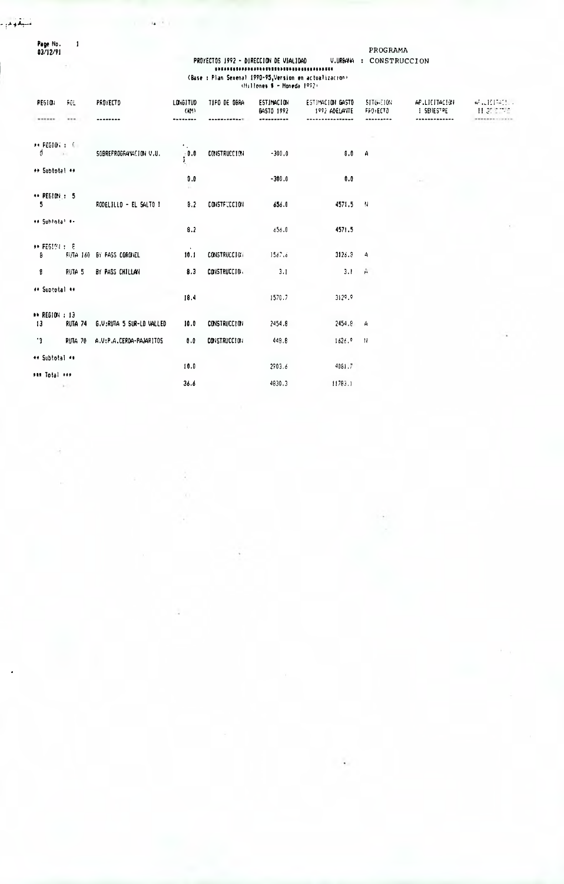PROGRAMA

PROYECTOS 1992 - DIRECCION DE VIALIDAD V.URBANA : CONSTRUCCION

(Base : Plan Sexenal 1990-95,Version en actualizacion)
(Millones $ - Moneda 1992)

| REGION | ROL | PROYECTO | LONGITUD (KM) | TIPO DE OBRA | ESTIMACION GASTO 1992 | ESTIMACION GASTO 1992 ADELANTE | SITUACION PROYECTO | AP.LICITACION I SEMESTRE | AP.LICITACION II SEMESTRE |
|---|---|---|---|---|---|---|---|---|---|
| ** REGION : 0 | | | | | | | | | |
| 0 | | SOBREPROGRAMACION V.U. | 0.0 | CONSTRUCCION | -300.0 | 0.0 | A | | |
| ** Subtotal ** | | | 0.0 | | -300.0 | 0.0 | | | |
| ** REGION : 5 | | | | | | | | | |
| 5 | | RODELILLO - EL SALTO I | 8.2 | CONSTRUCCION | 656.0 | 4571.5 | N | | |
| ** Subtotal ** | | | 8.2 | | 656.0 | 4571.5 | | | |
| ** REGION : 8 | | | | | | | | | |
| 8 | RUTA 160 | BY PASS CORONEL | 10.1 | CONSTRUCCION | 1567.6 | 3126.8 | A | | |
| 8 | RUTA 5 | BY PASS CHILLAN | 8.3 | CONSTRUCCION | 3.1 | 3.1 | A | | |
| ** Subtotal ** | | | 18.4 | | 1570.7 | 3129.9 | | | |
| ** REGION : 13 | | | | | | | | | |
| 13 | RUTA 74 | G.V:RUTA 5 SUR-LO VALLED | 10.0 | CONSTRUCCION | 2454.8 | 2454.8 | A | | |
| 13 | RUTA 70 | A.V:P.A.CERDA-PAJARITOS | 0.0 | CONSTRUCCION | 448.8 | 1626.9 | N | | |
| ** Subtotal ** | | | 10.0 | | 2903.6 | 4081.7 | | | |
| *** Total *** | | | 36.6 | | 4830.3 | 11783.1 | | | |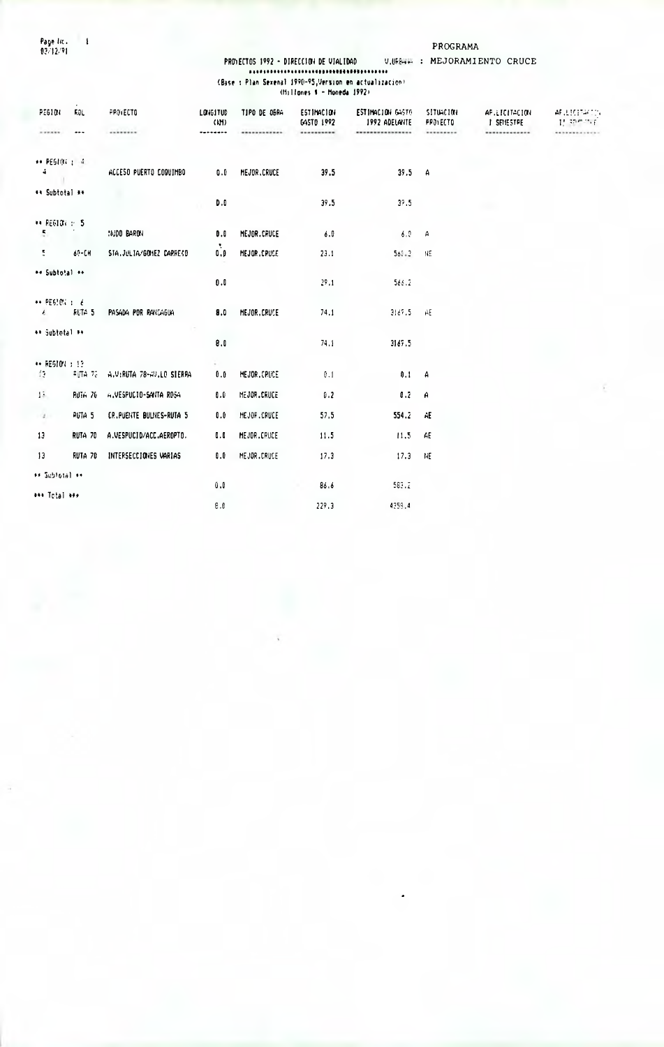PROGRAMA

PROYECTOS 1992 - DIRECCION DE VIALIDAD V.URBANA : MEJORAMIENTO CRUCE

(Base : Plan Sexenal 1990-95,Version en actualizacion)
(Millones $ - Moneda 1992)

| REGION | ROL | PROYECTO | LONGITUD (KM) | TIPO DE OBRA | ESTIMACION GASTO 1992 | ESTIMACION GASTO 1992 ADELANTE | SITUACION PROYECTO | AP.LICITACION I SEMESTRE | AP.LICITACION II SEMESTRE |
|---|---|---|---|---|---|---|---|---|---|
| ** REGION : 4 | | | | | | | | | |
| 4 | | ACCESO PUERTO COQUIMBO | 0.0 | MEJOR.CRUCE | 39.5 | 39.5 | A | | |
| ** Subtotal ** | | | 0.0 | | 39.5 | 39.5 | | | |
| ** REGION : 5 | | | | | | | | | |
| 5 | | NUDO BARON | 0.0 | MEJOR.CRUCE | 6.0 | 6.0 | A | | |
| 5 | 60-CH | STA.JULIA/GOMEZ CARRE?O | 0.0 | MEJOR.CRUCE | 23.1 | 560.2 | NE | | |
| ** Subtotal ** | | | 0.0 | | 29.1 | 566.2 | | | |
| ** REGION : 6 | | | | | | | | | |
| 6 | RUTA 5 | PASADA POR RANCAGUA | 8.0 | MEJOR.CRUCE | 74.1 | 3167.5 | AE | | |
| ** Subtotal ** | | | 8.0 | | 74.1 | 3167.5 | | | |
| ** REGION : 13 | | | | | | | | | |
| 13 | RUTA 78 | A.V:RUTA 78-AV.LO SIERRA | 0.0 | MEJOR.CRUCE | 0.1 | 0.1 | A | | |
| 13 | RUTA 70 | A.VESPUCIO-SANTA ROSA | 0.0 | MEJOR.CRUCE | 0.2 | 0.2 | A | | |
| 13 | RUTA 5 | CR.PUENTE BULNES-RUTA 5 | 0.0 | MEJOR.CRUCE | 57.5 | 554.2 | AE | | |
| 13 | RUTA 70 | A.VESPUCIO/ACC.AEROPTO. | 0.0 | MEJOR.CRUCE | 11.5 | 11.5 | AE | | |
| 13 | RUTA 70 | INTERSECCIONES VARIAS | 0.0 | MEJOR.CRUCE | 17.3 | 17.3 | NE | | |
| ** Subtotal ** | | | 0.0 | | 86.6 | 583.2 | | | |
| *** Total *** | | | 8.0 | | 229.3 | 4359.4 | | | |